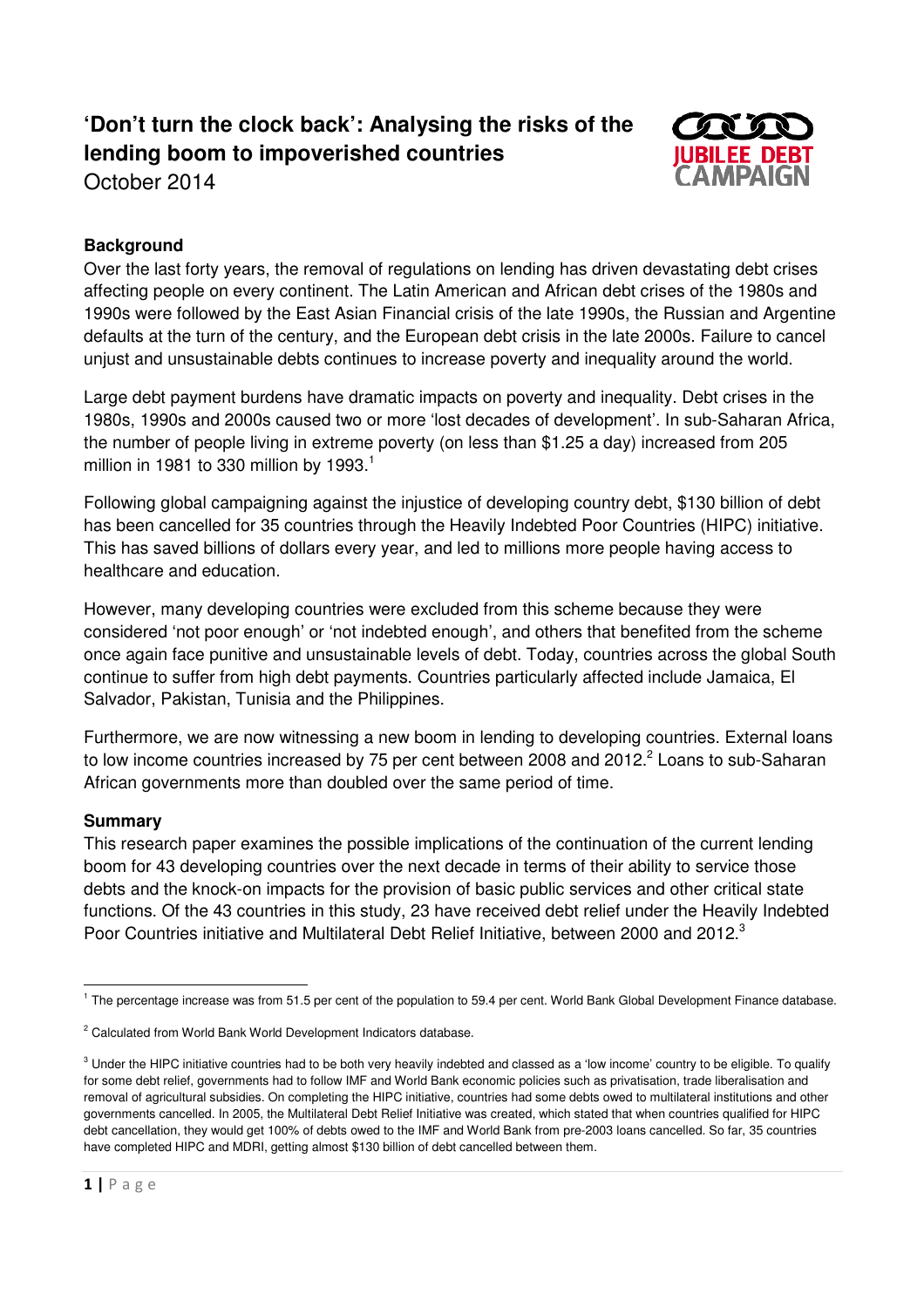# 'Don't turn the clock back': Analysing the risks of the lending boom to impoverished countries

October 2014

JUBILEE DEBT CAMPAIGN

## Background

Over the last forty years, the removal of regulations on lending has driven devastating debt crises affecting people on every continent. The Latin American and African debt crises of the 1980s and 1990s were followed by the East Asian Financial crisis of the late 1990s, the Russian and Argentine defaults at the turn of the century, and the European debt crisis in the late 2000s. Failure to cancel unjust and unsustainable debts continues to increase poverty and inequality around the world.

Large debt payment burdens have dramatic impacts on poverty and inequality. Debt crises in the 1980s, 1990s and 2000s caused two or more 'lost decades of development'. In sub-Saharan Africa, the number of people living in extreme poverty (on less than $1.25 a day) increased from 205 million in 1981 to 330 million by 1993.[1]

Following global campaigning against the injustice of developing country debt, $130 billion of debt has been cancelled for 35 countries through the Heavily Indebted Poor Countries (HIPC) initiative. This has saved billions of dollars every year, and led to millions more people having access to healthcare and education.

However, many developing countries were excluded from this scheme because they were considered 'not poor enough' or 'not indebted enough', and others that benefited from the scheme once again face punitive and unsustainable levels of debt. Today, countries across the global South continue to suffer from high debt payments. Countries particularly affected include Jamaica, El Salvador, Pakistan, Tunisia and the Philippines.

Furthermore, we are now witnessing a new boom in lending to developing countries. External loans to low income countries increased by 75 per cent between 2008 and 2012.[2] Loans to sub-Saharan African governments more than doubled over the same period of time.

## Summary

This research paper examines the possible implications of the continuation of the current lending boom for 43 developing countries over the next decade in terms of their ability to service those debts and the knock-on impacts for the provision of basic public services and other critical state functions. Of the 43 countries in this study, 23 have received debt relief under the Heavily Indebted Poor Countries initiative and Multilateral Debt Relief Initiative, between 2000 and 2012.[3]

---

[1] The percentage increase was from 51.5 per cent of the population to 59.4 per cent. World Bank Global Development Finance database.

[2] Calculated from World Bank World Development Indicators database.

[3] Under the HIPC initiative countries had to be both very heavily indebted and classed as a 'low income' country to be eligible. To qualify for some debt relief, governments had to follow IMF and World Bank economic policies such as privatisation, trade liberalisation and removal of agricultural subsidies. On completing the HIPC initiative, countries had some debts owed to multilateral institutions and other governments cancelled. In 2005, the Multilateral Debt Relief Initiative was created, which stated that when countries qualified for HIPC debt cancellation, they would get 100% of debts owed to the IMF and World Bank from pre-2003 loans cancelled. So far, 35 countries have completed HIPC and MDRI, getting almost $130 billion of debt cancelled between them.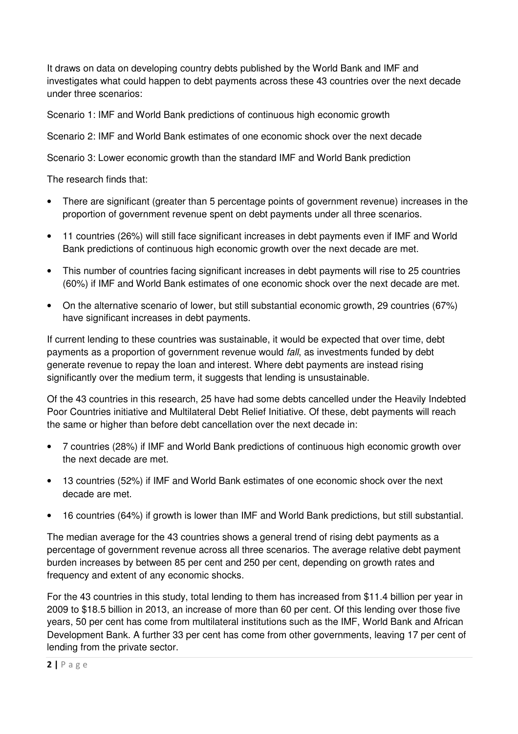It draws on data on developing country debts published by the World Bank and IMF and investigates what could happen to debt payments across these 43 countries over the next decade under three scenarios:

Scenario 1: IMF and World Bank predictions of continuous high economic growth

Scenario 2: IMF and World Bank estimates of one economic shock over the next decade

Scenario 3: Lower economic growth than the standard IMF and World Bank prediction

The research finds that:

- There are significant (greater than 5 percentage points of government revenue) increases in the proportion of government revenue spent on debt payments under all three scenarios.
- 11 countries (26%) will still face significant increases in debt payments even if IMF and World Bank predictions of continuous high economic growth over the next decade are met.
- This number of countries facing significant increases in debt payments will rise to 25 countries (60%) if IMF and World Bank estimates of one economic shock over the next decade are met.
- On the alternative scenario of lower, but still substantial economic growth, 29 countries (67%) have significant increases in debt payments.

If current lending to these countries was sustainable, it would be expected that over time, debt payments as a proportion of government revenue would *fall*, as investments funded by debt generate revenue to repay the loan and interest. Where debt payments are instead rising significantly over the medium term, it suggests that lending is unsustainable.

Of the 43 countries in this research, 25 have had some debts cancelled under the Heavily Indebted Poor Countries initiative and Multilateral Debt Relief Initiative. Of these, debt payments will reach the same or higher than before debt cancellation over the next decade in:

- 7 countries (28%) if IMF and World Bank predictions of continuous high economic growth over the next decade are met.
- 13 countries (52%) if IMF and World Bank estimates of one economic shock over the next decade are met.
- 16 countries (64%) if growth is lower than IMF and World Bank predictions, but still substantial.

The median average for the 43 countries shows a general trend of rising debt payments as a percentage of government revenue across all three scenarios. The average relative debt payment burden increases by between 85 per cent and 250 per cent, depending on growth rates and frequency and extent of any economic shocks.

For the 43 countries in this study, total lending to them has increased from $11.4 billion per year in 2009 to $18.5 billion in 2013, an increase of more than 60 per cent. Of this lending over those five years, 50 per cent has come from multilateral institutions such as the IMF, World Bank and African Development Bank. A further 33 per cent has come from other governments, leaving 17 per cent of lending from the private sector.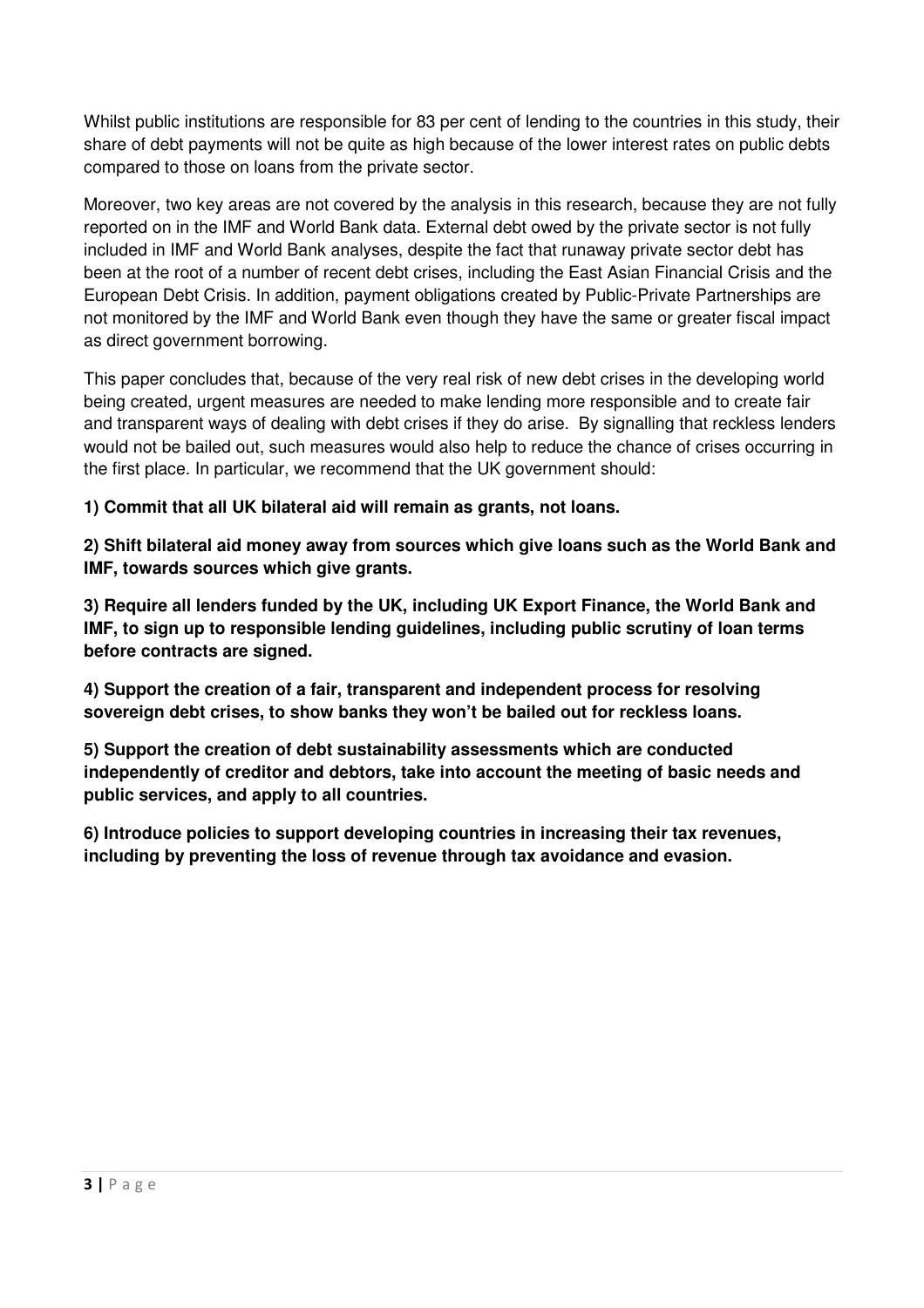Whilst public institutions are responsible for 83 per cent of lending to the countries in this study, their share of debt payments will not be quite as high because of the lower interest rates on public debts compared to those on loans from the private sector.

Moreover, two key areas are not covered by the analysis in this research, because they are not fully reported on in the IMF and World Bank data. External debt owed by the private sector is not fully included in IMF and World Bank analyses, despite the fact that runaway private sector debt has been at the root of a number of recent debt crises, including the East Asian Financial Crisis and the European Debt Crisis. In addition, payment obligations created by Public-Private Partnerships are not monitored by the IMF and World Bank even though they have the same or greater fiscal impact as direct government borrowing.

This paper concludes that, because of the very real risk of new debt crises in the developing world being created, urgent measures are needed to make lending more responsible and to create fair and transparent ways of dealing with debt crises if they do arise. By signalling that reckless lenders would not be bailed out, such measures would also help to reduce the chance of crises occurring in the first place. In particular, we recommend that the UK government should:

**1) Commit that all UK bilateral aid will remain as grants, not loans.**

**2) Shift bilateral aid money away from sources which give loans such as the World Bank and IMF, towards sources which give grants.**

**3) Require all lenders funded by the UK, including UK Export Finance, the World Bank and IMF, to sign up to responsible lending guidelines, including public scrutiny of loan terms before contracts are signed.**

**4) Support the creation of a fair, transparent and independent process for resolving sovereign debt crises, to show banks they won't be bailed out for reckless loans.**

**5) Support the creation of debt sustainability assessments which are conducted independently of creditor and debtors, take into account the meeting of basic needs and public services, and apply to all countries.**

**6) Introduce policies to support developing countries in increasing their tax revenues, including by preventing the loss of revenue through tax avoidance and evasion.**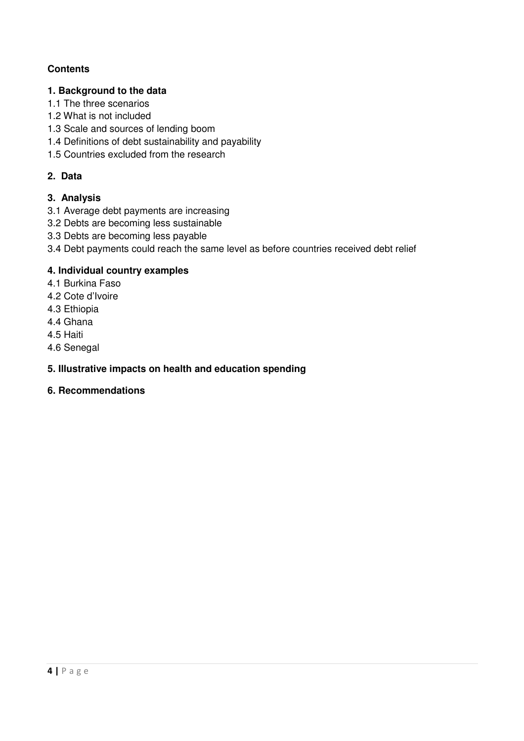**Contents**

**1. Background to the data**

1.1 The three scenarios
1.2 What is not included
1.3 Scale and sources of lending boom
1.4 Definitions of debt sustainability and payability
1.5 Countries excluded from the research

**2. Data**

**3. Analysis**

3.1 Average debt payments are increasing
3.2 Debts are becoming less sustainable
3.3 Debts are becoming less payable
3.4 Debt payments could reach the same level as before countries received debt relief

**4. Individual country examples**

4.1 Burkina Faso
4.2 Cote d'Ivoire
4.3 Ethiopia
4.4 Ghana
4.5 Haiti
4.6 Senegal

**5. Illustrative impacts on health and education spending**

**6. Recommendations**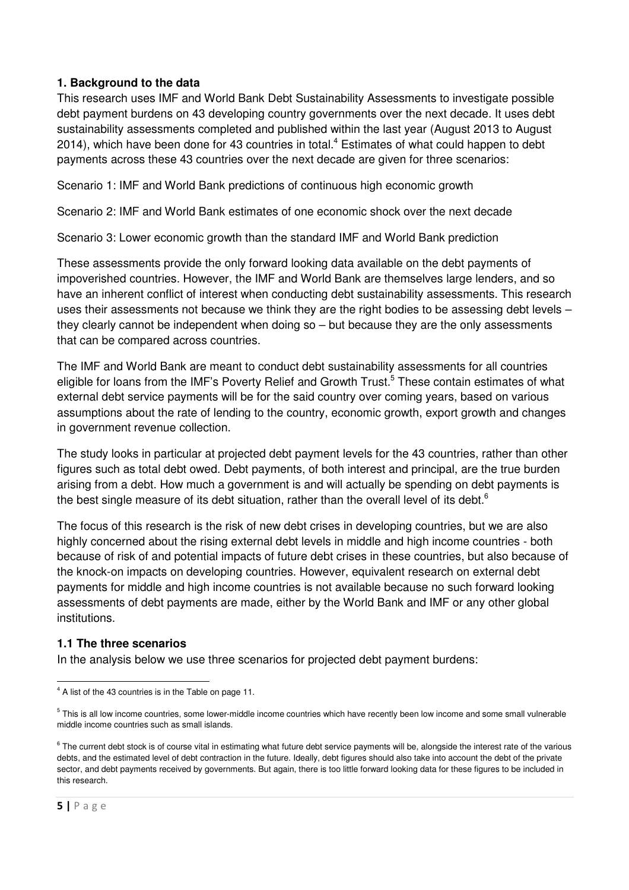## 1. Background to the data

This research uses IMF and World Bank Debt Sustainability Assessments to investigate possible debt payment burdens on 43 developing country governments over the next decade. It uses debt sustainability assessments completed and published within the last year (August 2013 to August 2014), which have been done for 43 countries in total.[4] Estimates of what could happen to debt payments across these 43 countries over the next decade are given for three scenarios:

Scenario 1: IMF and World Bank predictions of continuous high economic growth

Scenario 2: IMF and World Bank estimates of one economic shock over the next decade

Scenario 3: Lower economic growth than the standard IMF and World Bank prediction

These assessments provide the only forward looking data available on the debt payments of impoverished countries. However, the IMF and World Bank are themselves large lenders, and so have an inherent conflict of interest when conducting debt sustainability assessments. This research uses their assessments not because we think they are the right bodies to be assessing debt levels – they clearly cannot be independent when doing so – but because they are the only assessments that can be compared across countries.

The IMF and World Bank are meant to conduct debt sustainability assessments for all countries eligible for loans from the IMF's Poverty Relief and Growth Trust.[5] These contain estimates of what external debt service payments will be for the said country over coming years, based on various assumptions about the rate of lending to the country, economic growth, export growth and changes in government revenue collection.

The study looks in particular at projected debt payment levels for the 43 countries, rather than other figures such as total debt owed. Debt payments, of both interest and principal, are the true burden arising from a debt. How much a government is and will actually be spending on debt payments is the best single measure of its debt situation, rather than the overall level of its debt.[6]

The focus of this research is the risk of new debt crises in developing countries, but we are also highly concerned about the rising external debt levels in middle and high income countries - both because of risk of and potential impacts of future debt crises in these countries, but also because of the knock-on impacts on developing countries. However, equivalent research on external debt payments for middle and high income countries is not available because no such forward looking assessments of debt payments are made, either by the World Bank and IMF or any other global institutions.

### 1.1 The three scenarios

In the analysis below we use three scenarios for projected debt payment burdens:

---

[4] A list of the 43 countries is in the Table on page 11.

[5] This is all low income countries, some lower-middle income countries which have recently been low income and some small vulnerable middle income countries such as small islands.

[6] The current debt stock is of course vital in estimating what future debt service payments will be, alongside the interest rate of the various debts, and the estimated level of debt contraction in the future. Ideally, debt figures should also take into account the debt of the private sector, and debt payments received by governments. But again, there is too little forward looking data for these figures to be included in this research.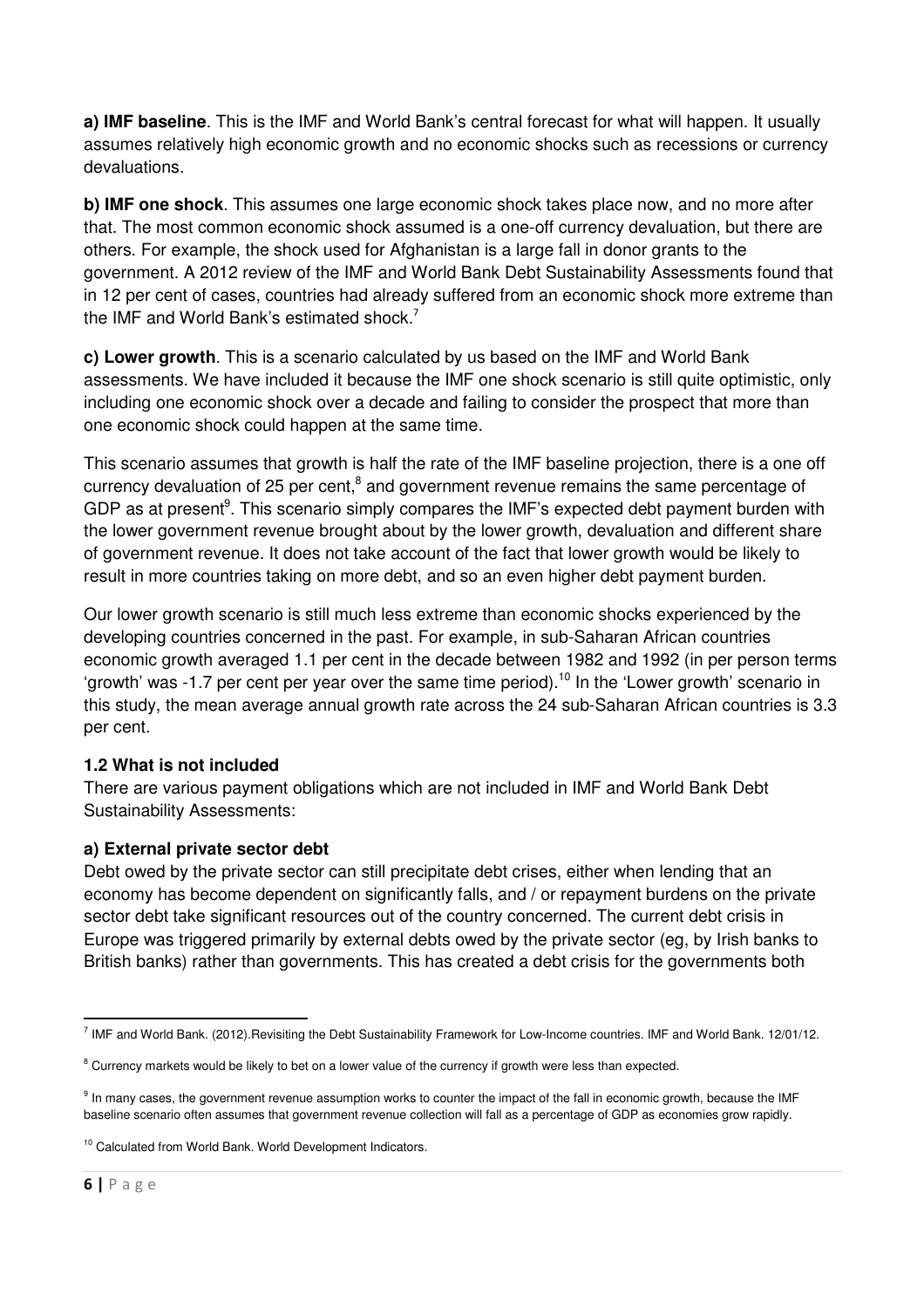**a) IMF baseline**. This is the IMF and World Bank's central forecast for what will happen. It usually assumes relatively high economic growth and no economic shocks such as recessions or currency devaluations.

**b) IMF one shock**. This assumes one large economic shock takes place now, and no more after that. The most common economic shock assumed is a one-off currency devaluation, but there are others. For example, the shock used for Afghanistan is a large fall in donor grants to the government. A 2012 review of the IMF and World Bank Debt Sustainability Assessments found that in 12 per cent of cases, countries had already suffered from an economic shock more extreme than the IMF and World Bank's estimated shock.[7]

**c) Lower growth**. This is a scenario calculated by us based on the IMF and World Bank assessments. We have included it because the IMF one shock scenario is still quite optimistic, only including one economic shock over a decade and failing to consider the prospect that more than one economic shock could happen at the same time.

This scenario assumes that growth is half the rate of the IMF baseline projection, there is a one off currency devaluation of 25 per cent,[8] and government revenue remains the same percentage of GDP as at present[9]. This scenario simply compares the IMF's expected debt payment burden with the lower government revenue brought about by the lower growth, devaluation and different share of government revenue. It does not take account of the fact that lower growth would be likely to result in more countries taking on more debt, and so an even higher debt payment burden.

Our lower growth scenario is still much less extreme than economic shocks experienced by the developing countries concerned in the past. For example, in sub-Saharan African countries economic growth averaged 1.1 per cent in the decade between 1982 and 1992 (in per person terms 'growth' was -1.7 per cent per year over the same time period).[10] In the 'Lower growth' scenario in this study, the mean average annual growth rate across the 24 sub-Saharan African countries is 3.3 per cent.

### 1.2 What is not included

There are various payment obligations which are not included in IMF and World Bank Debt Sustainability Assessments:

**a) External private sector debt**

Debt owed by the private sector can still precipitate debt crises, either when lending that an economy has become dependent on significantly falls, and / or repayment burdens on the private sector debt take significant resources out of the country concerned. The current debt crisis in Europe was triggered primarily by external debts owed by the private sector (eg, by Irish banks to British banks) rather than governments. This has created a debt crisis for the governments both

---

[7] IMF and World Bank. (2012).Revisiting the Debt Sustainability Framework for Low-Income countries. IMF and World Bank. 12/01/12.

[8] Currency markets would be likely to bet on a lower value of the currency if growth were less than expected.

[9] In many cases, the government revenue assumption works to counter the impact of the fall in economic growth, because the IMF baseline scenario often assumes that government revenue collection will fall as a percentage of GDP as economies grow rapidly.

[10] Calculated from World Bank. World Development Indicators.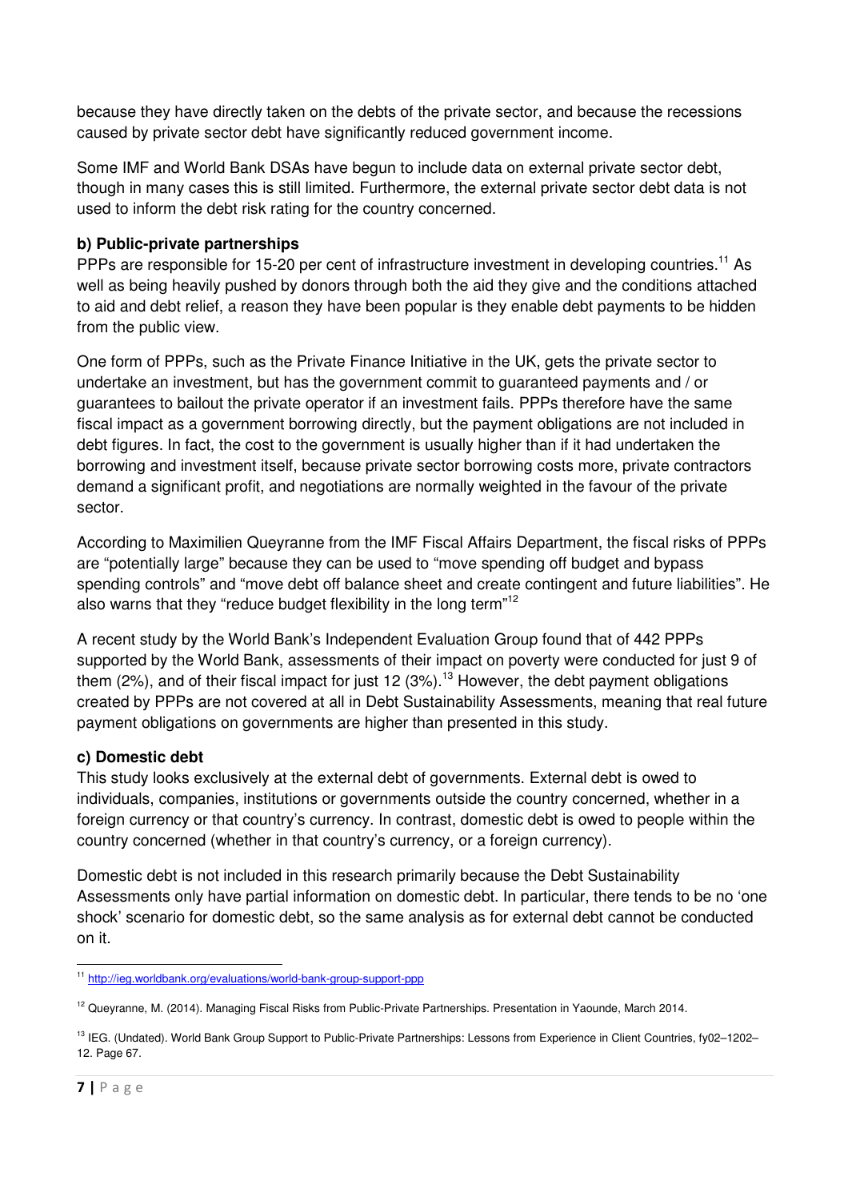because they have directly taken on the debts of the private sector, and because the recessions caused by private sector debt have significantly reduced government income.

Some IMF and World Bank DSAs have begun to include data on external private sector debt, though in many cases this is still limited. Furthermore, the external private sector debt data is not used to inform the debt risk rating for the country concerned.

**b) Public-private partnerships**

PPPs are responsible for 15-20 per cent of infrastructure investment in developing countries.[11] As well as being heavily pushed by donors through both the aid they give and the conditions attached to aid and debt relief, a reason they have been popular is they enable debt payments to be hidden from the public view.

One form of PPPs, such as the Private Finance Initiative in the UK, gets the private sector to undertake an investment, but has the government commit to guaranteed payments and / or guarantees to bailout the private operator if an investment fails. PPPs therefore have the same fiscal impact as a government borrowing directly, but the payment obligations are not included in debt figures. In fact, the cost to the government is usually higher than if it had undertaken the borrowing and investment itself, because private sector borrowing costs more, private contractors demand a significant profit, and negotiations are normally weighted in the favour of the private sector.

According to Maximilien Queyranne from the IMF Fiscal Affairs Department, the fiscal risks of PPPs are "potentially large" because they can be used to "move spending off budget and bypass spending controls" and "move debt off balance sheet and create contingent and future liabilities". He also warns that they "reduce budget flexibility in the long term"[12]

A recent study by the World Bank's Independent Evaluation Group found that of 442 PPPs supported by the World Bank, assessments of their impact on poverty were conducted for just 9 of them (2%), and of their fiscal impact for just 12 (3%).[13] However, the debt payment obligations created by PPPs are not covered at all in Debt Sustainability Assessments, meaning that real future payment obligations on governments are higher than presented in this study.

**c) Domestic debt**

This study looks exclusively at the external debt of governments. External debt is owed to individuals, companies, institutions or governments outside the country concerned, whether in a foreign currency or that country's currency. In contrast, domestic debt is owed to people within the country concerned (whether in that country's currency, or a foreign currency).

Domestic debt is not included in this research primarily because the Debt Sustainability Assessments only have partial information on domestic debt. In particular, there tends to be no 'one shock' scenario for domestic debt, so the same analysis as for external debt cannot be conducted on it.

---

[11] http://ieg.worldbank.org/evaluations/world-bank-group-support-ppp

[12] Queyranne, M. (2014). Managing Fiscal Risks from Public-Private Partnerships. Presentation in Yaounde, March 2014.

[13] IEG. (Undated). World Bank Group Support to Public-Private Partnerships: Lessons from Experience in Client Countries, fy02–1202–12. Page 67.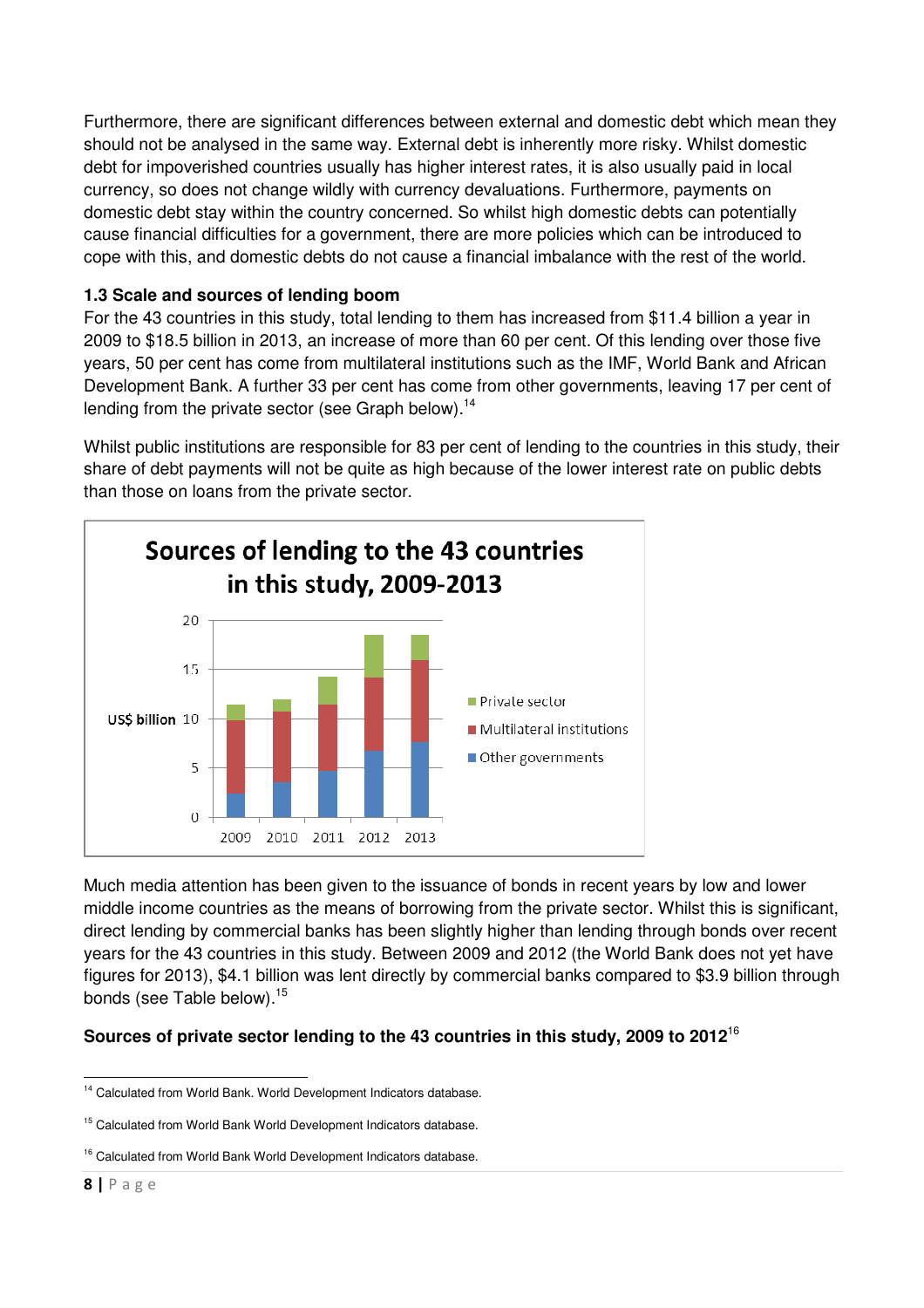Furthermore, there are significant differences between external and domestic debt which mean they should not be analysed in the same way. External debt is inherently more risky. Whilst domestic debt for impoverished countries usually has higher interest rates, it is also usually paid in local currency, so does not change wildly with currency devaluations. Furthermore, payments on domestic debt stay within the country concerned. So whilst high domestic debts can potentially cause financial difficulties for a government, there are more policies which can be introduced to cope with this, and domestic debts do not cause a financial imbalance with the rest of the world.

### 1.3 Scale and sources of lending boom

For the 43 countries in this study, total lending to them has increased from $11.4 billion a year in 2009 to $18.5 billion in 2013, an increase of more than 60 per cent. Of this lending over those five years, 50 per cent has come from multilateral institutions such as the IMF, World Bank and African Development Bank. A further 33 per cent has come from other governments, leaving 17 per cent of lending from the private sector (see Graph below).[14]

Whilst public institutions are responsible for 83 per cent of lending to the countries in this study, their share of debt payments will not be quite as high because of the lower interest rate on public debts than those on loans from the private sector.

**Sources of lending to the 43 countries in this study, 2009-2013**

Much media attention has been given to the issuance of bonds in recent years by low and lower middle income countries as the means of borrowing from the private sector. Whilst this is significant, direct lending by commercial banks has been slightly higher than lending through bonds over recent years for the 43 countries in this study. Between 2009 and 2012 (the World Bank does not yet have figures for 2013), $4.1 billion was lent directly by commercial banks compared to $3.9 billion through bonds (see Table below).[15]

**Sources of private sector lending to the 43 countries in this study, 2009 to 2012**[16]

[14] Calculated from World Bank. World Development Indicators database.

[15] Calculated from World Bank World Development Indicators database.

[16] Calculated from World Bank World Development Indicators database.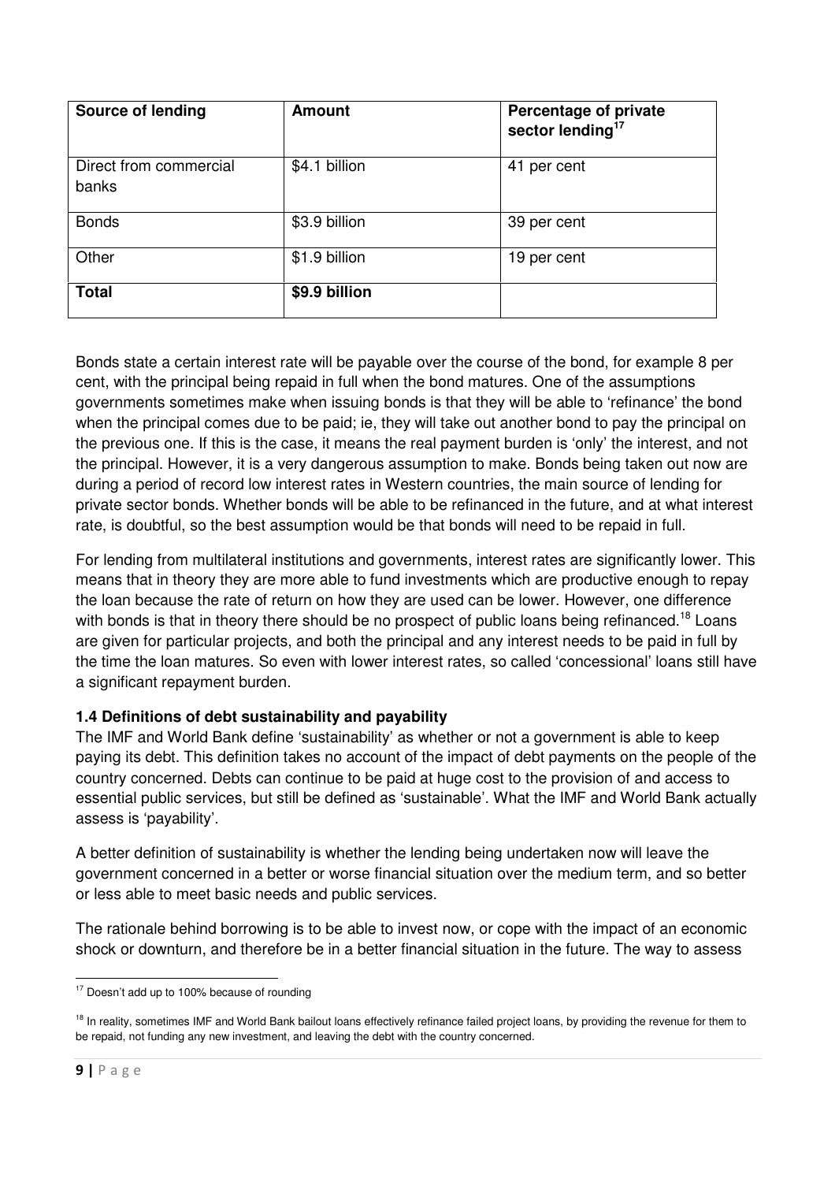| Source of lending | Amount | Percentage of private sector lending[17] |
|---|---|---|
| Direct from commercial banks | \$4.1 billion | 41 per cent |
| Bonds | \$3.9 billion | 39 per cent |
| Other | \$1.9 billion | 19 per cent |
| **Total** | **\$9.9 billion** | |

Bonds state a certain interest rate will be payable over the course of the bond, for example 8 per cent, with the principal being repaid in full when the bond matures. One of the assumptions governments sometimes make when issuing bonds is that they will be able to 'refinance' the bond when the principal comes due to be paid; ie, they will take out another bond to pay the principal on the previous one. If this is the case, it means the real payment burden is 'only' the interest, and not the principal. However, it is a very dangerous assumption to make. Bonds being taken out now are during a period of record low interest rates in Western countries, the main source of lending for private sector bonds. Whether bonds will be able to be refinanced in the future, and at what interest rate, is doubtful, so the best assumption would be that bonds will need to be repaid in full.

For lending from multilateral institutions and governments, interest rates are significantly lower. This means that in theory they are more able to fund investments which are productive enough to repay the loan because the rate of return on how they are used can be lower. However, one difference with bonds is that in theory there should be no prospect of public loans being refinanced.[18] Loans are given for particular projects, and both the principal and any interest needs to be paid in full by the time the loan matures. So even with lower interest rates, so called 'concessional' loans still have a significant repayment burden.

### 1.4 Definitions of debt sustainability and payability

The IMF and World Bank define 'sustainability' as whether or not a government is able to keep paying its debt. This definition takes no account of the impact of debt payments on the people of the country concerned. Debts can continue to be paid at huge cost to the provision of and access to essential public services, but still be defined as 'sustainable'. What the IMF and World Bank actually assess is 'payability'.

A better definition of sustainability is whether the lending being undertaken now will leave the government concerned in a better or worse financial situation over the medium term, and so better or less able to meet basic needs and public services.

The rationale behind borrowing is to be able to invest now, or cope with the impact of an economic shock or downturn, and therefore be in a better financial situation in the future. The way to assess

---

[17] Doesn't add up to 100% because of rounding

[18] In reality, sometimes IMF and World Bank bailout loans effectively refinance failed project loans, by providing the revenue for them to be repaid, not funding any new investment, and leaving the debt with the country concerned.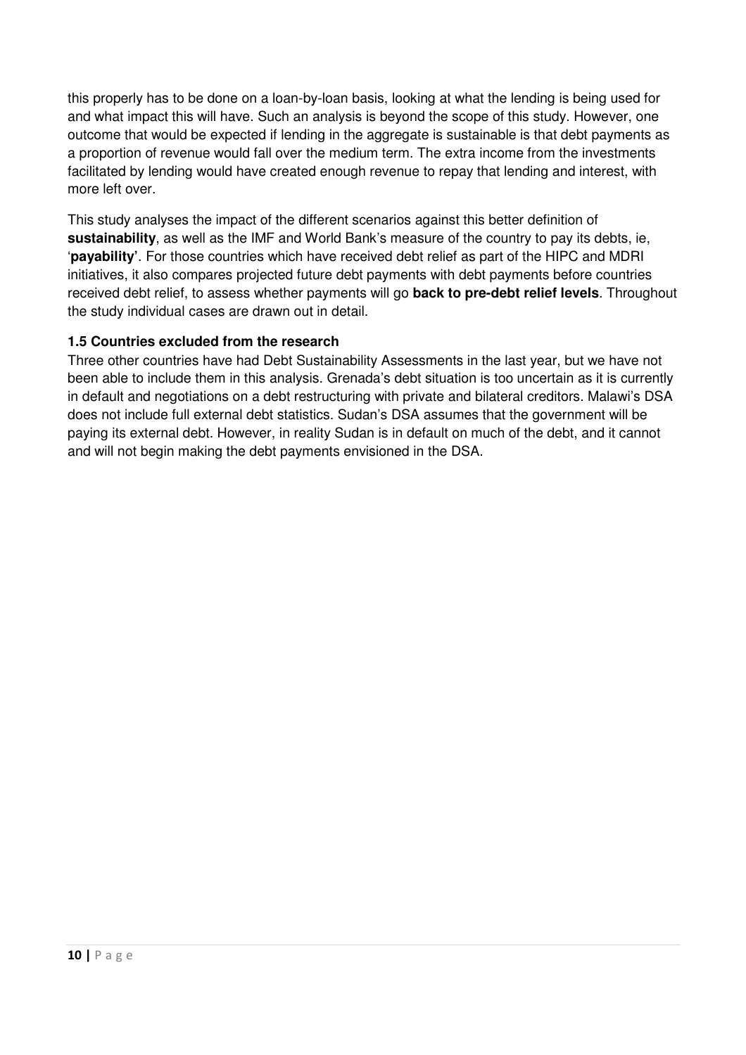this properly has to be done on a loan-by-loan basis, looking at what the lending is being used for and what impact this will have. Such an analysis is beyond the scope of this study. However, one outcome that would be expected if lending in the aggregate is sustainable is that debt payments as a proportion of revenue would fall over the medium term. The extra income from the investments facilitated by lending would have created enough revenue to repay that lending and interest, with more left over.

This study analyses the impact of the different scenarios against this better definition of **sustainability**, as well as the IMF and World Bank's measure of the country to pay its debts, ie, '**payability'**. For those countries which have received debt relief as part of the HIPC and MDRI initiatives, it also compares projected future debt payments with debt payments before countries received debt relief, to assess whether payments will go **back to pre-debt relief levels**. Throughout the study individual cases are drawn out in detail.

### 1.5 Countries excluded from the research

Three other countries have had Debt Sustainability Assessments in the last year, but we have not been able to include them in this analysis. Grenada's debt situation is too uncertain as it is currently in default and negotiations on a debt restructuring with private and bilateral creditors. Malawi's DSA does not include full external debt statistics. Sudan's DSA assumes that the government will be paying its external debt. However, in reality Sudan is in default on much of the debt, and it cannot and will not begin making the debt payments envisioned in the DSA.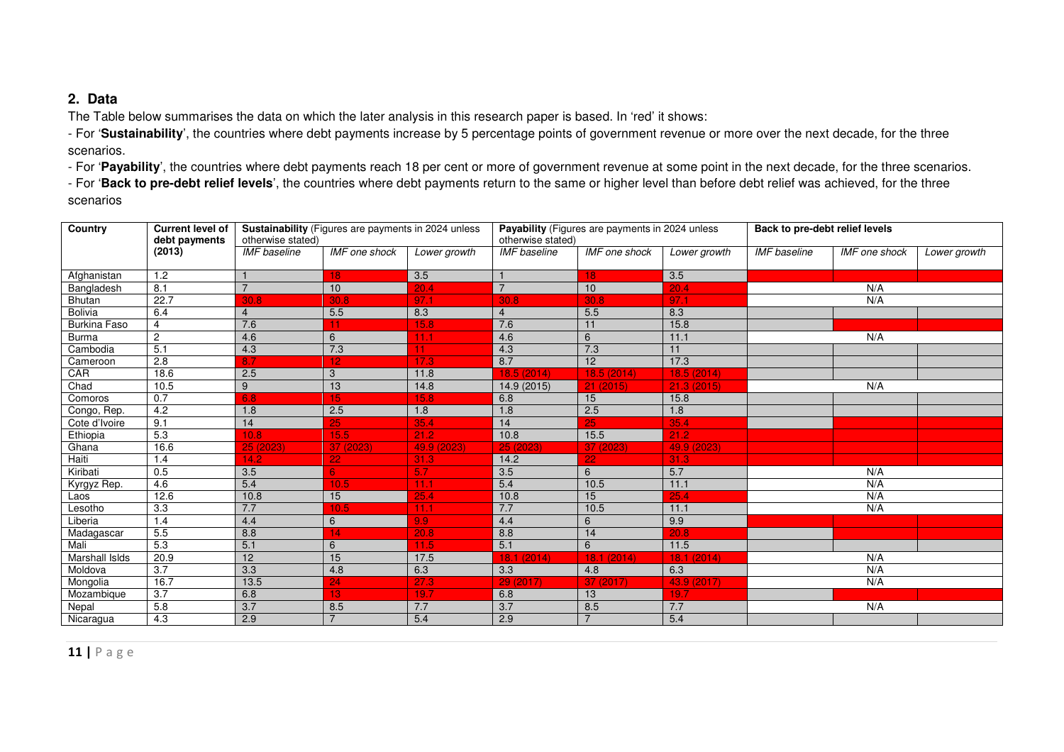## 2. Data

The Table below summarises the data on which the later analysis in this research paper is based. In 'red' it shows:

- For '**Sustainability**', the countries where debt payments increase by 5 percentage points of government revenue or more over the next decade, for the three scenarios.

- For '**Payability**', the countries where debt payments reach 18 per cent or more of government revenue at some point in the next decade, for the three scenarios.

- For '**Back to pre-debt relief levels**', the countries where debt payments return to the same or higher level than before debt relief was achieved, for the three scenarios

| Country | Current level of debt payments (2013) | **Sustainability** (Figures are payments in 2024 unless otherwise stated) | | | **Payability** (Figures are payments in 2024 unless otherwise stated) | | | **Back to pre-debt relief levels** | | |
|---|---|---|---|---|---|---|---|---|---|---|
| | | *IMF baseline* | *IMF one shock* | *Lower growth* | *IMF baseline* | *IMF one shock* | *Lower growth* | *IMF baseline* | *IMF one shock* | *Lower growth* |
| Afghanistan | 1.2 | 1 | 18 | 3.5 | 1 | 18 | 3.5 | | | |
| Bangladesh | 8.1 | 7 | 10 | 20.4 | 7 | 10 | 20.4 | | N/A | |
| Bhutan | 22.7 | 30.8 | 30.8 | 97.1 | 30.8 | 30.8 | 97.1 | | N/A | |
| Bolivia | 6.4 | 4 | 5.5 | 8.3 | 4 | 5.5 | 8.3 | | | |
| Burkina Faso | 4 | 7.6 | 11 | 15.8 | 7.6 | 11 | 15.8 | | | |
| Burma | 2 | 4.6 | 6 | 11.1 | 4.6 | 6 | 11.1 | | N/A | |
| Cambodia | 5.1 | 4.3 | 7.3 | 11 | 4.3 | 7.3 | 11 | | | |
| Cameroon | 2.8 | 8.7 | 12 | 17.3 | 8.7 | 12 | 17.3 | | | |
| CAR | 18.6 | 2.5 | 3 | 11.8 | 18.5 (2014) | 18.5 (2014) | 18.5 (2014) | | | |
| Chad | 10.5 | 9 | 13 | 14.8 | 14.9 (2015) | 21 (2015) | 21.3 (2015) | | N/A | |
| Comoros | 0.7 | 6.8 | 15 | 15.8 | 6.8 | 15 | 15.8 | | | |
| Congo, Rep. | 4.2 | 1.8 | 2.5 | 1.8 | 1.8 | 2.5 | 1.8 | | | |
| Cote d'Ivoire | 9.1 | 14 | 25 | 35.4 | 14 | 25 | 35.4 | | | |
| Ethiopia | 5.3 | 10.8 | 15.5 | 21.2 | 10.8 | 15.5 | 21.2 | | | |
| Ghana | 16.6 | 25 (2023) | 37 (2023) | 49.9 (2023) | 25 (2023) | 37 (2023) | 49.9 (2023) | | | |
| Haiti | 1.4 | 14.2 | 22 | 31.3 | 14.2 | 22 | 31.3 | | | |
| Kiribati | 0.5 | 3.5 | 6 | 5.7 | 3.5 | 6 | 5.7 | | N/A | |
| Kyrgyz Rep. | 4.6 | 5.4 | 10.5 | 11.1 | 5.4 | 10.5 | 11.1 | | N/A | |
| Laos | 12.6 | 10.8 | 15 | 25.4 | 10.8 | 15 | 25.4 | | N/A | |
| Lesotho | 3.3 | 7.7 | 10.5 | 11.1 | 7.7 | 10.5 | 11.1 | | N/A | |
| Liberia | 1.4 | 4.4 | 6 | 9.9 | 4.4 | 6 | 9.9 | | | |
| Madagascar | 5.5 | 8.8 | 14 | 20.8 | 8.8 | 14 | 20.8 | | | |
| Mali | 5.3 | 5.1 | 6 | 11.5 | 5.1 | 6 | 11.5 | | | |
| Marshall Islds | 20.9 | 12 | 15 | 17.5 | 18.1 (2014) | 18.1 (2014) | 18.1 (2014) | | N/A | |
| Moldova | 3.7 | 3.3 | 4.8 | 6.3 | 3.3 | 4.8 | 6.3 | | N/A | |
| Mongolia | 16.7 | 13.5 | 24 | 27.3 | 29 (2017) | 37 (2017) | 43.9 (2017) | | N/A | |
| Mozambique | 3.7 | 6.8 | 13 | 19.7 | 6.8 | 13 | 19.7 | | | |
| Nepal | 5.8 | 3.7 | 8.5 | 7.7 | 3.7 | 8.5 | 7.7 | | N/A | |
| Nicaragua | 4.3 | 2.9 | 7 | 5.4 | 2.9 | 7 | 5.4 | | | |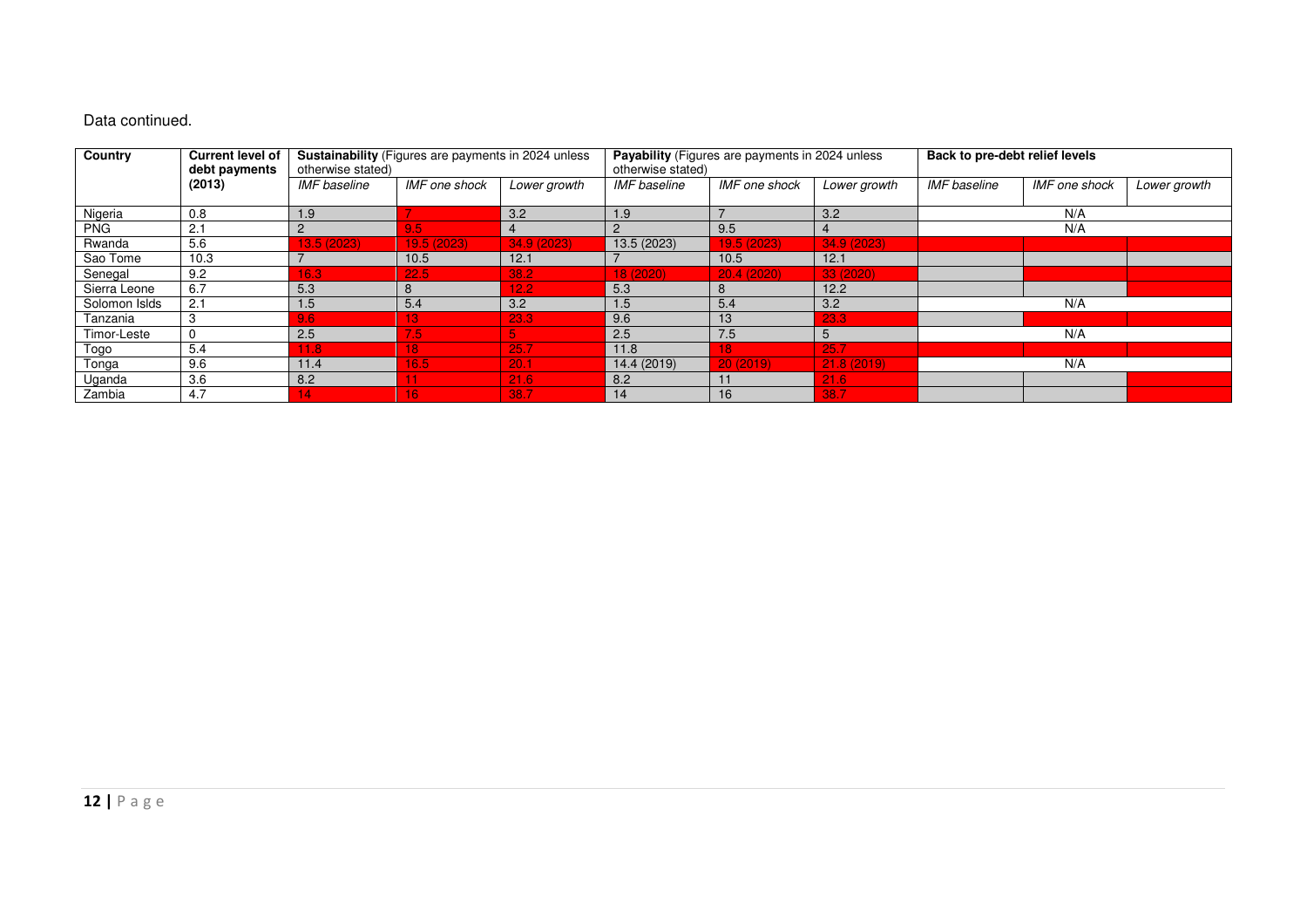Data continued.

| Country | Current level of debt payments (2013) | Sustainability (Figures are payments in 2024 unless otherwise stated) | | | Payability (Figures are payments in 2024 unless otherwise stated) | | | Back to pre-debt relief levels | | |
|---|---|---|---|---|---|---|---|---|---|---|
| | | *IMF baseline* | *IMF one shock* | *Lower growth* | *IMF baseline* | *IMF one shock* | *Lower growth* | *IMF baseline* | *IMF one shock* | *Lower growth* |
| Nigeria | 0.8 | 1.9 | 7 | 3.2 | 1.9 | 7 | 3.2 | | N/A | |
| PNG | 2.1 | 2 | 9.5 | 4 | 2 | 9.5 | 4 | | N/A | |
| Rwanda | 5.6 | 13.5 (2023) | 19.5 (2023) | 34.9 (2023) | 13.5 (2023) | 19.5 (2023) | 34.9 (2023) | | | |
| Sao Tome | 10.3 | 7 | 10.5 | 12.1 | 7 | 10.5 | 12.1 | | | |
| Senegal | 9.2 | 16.3 | 22.5 | 38.2 | 18 (2020) | 20.4 (2020) | 33 (2020) | | | |
| Sierra Leone | 6.7 | 5.3 | 8 | 12.2 | 5.3 | 8 | 12.2 | | | |
| Solomon Islds | 2.1 | 1.5 | 5.4 | 3.2 | 1.5 | 5.4 | 3.2 | | N/A | |
| Tanzania | 3 | 9.6 | 13 | 23.3 | 9.6 | 13 | 23.3 | | | |
| Timor-Leste | 0 | 2.5 | 7.5 | 5 | 2.5 | 7.5 | 5 | | N/A | |
| Togo | 5.4 | 11.8 | 18 | 25.7 | 11.8 | 18 | 25.7 | | | |
| Tonga | 9.6 | 11.4 | 16.5 | 20.1 | 14.4 (2019) | 20 (2019) | 21.8 (2019) | | N/A | |
| Uganda | 3.6 | 8.2 | 11 | 21.6 | 8.2 | 11 | 21.6 | | | |
| Zambia | 4.7 | 14 | 16 | 38.7 | 14 | 16 | 38.7 | | | |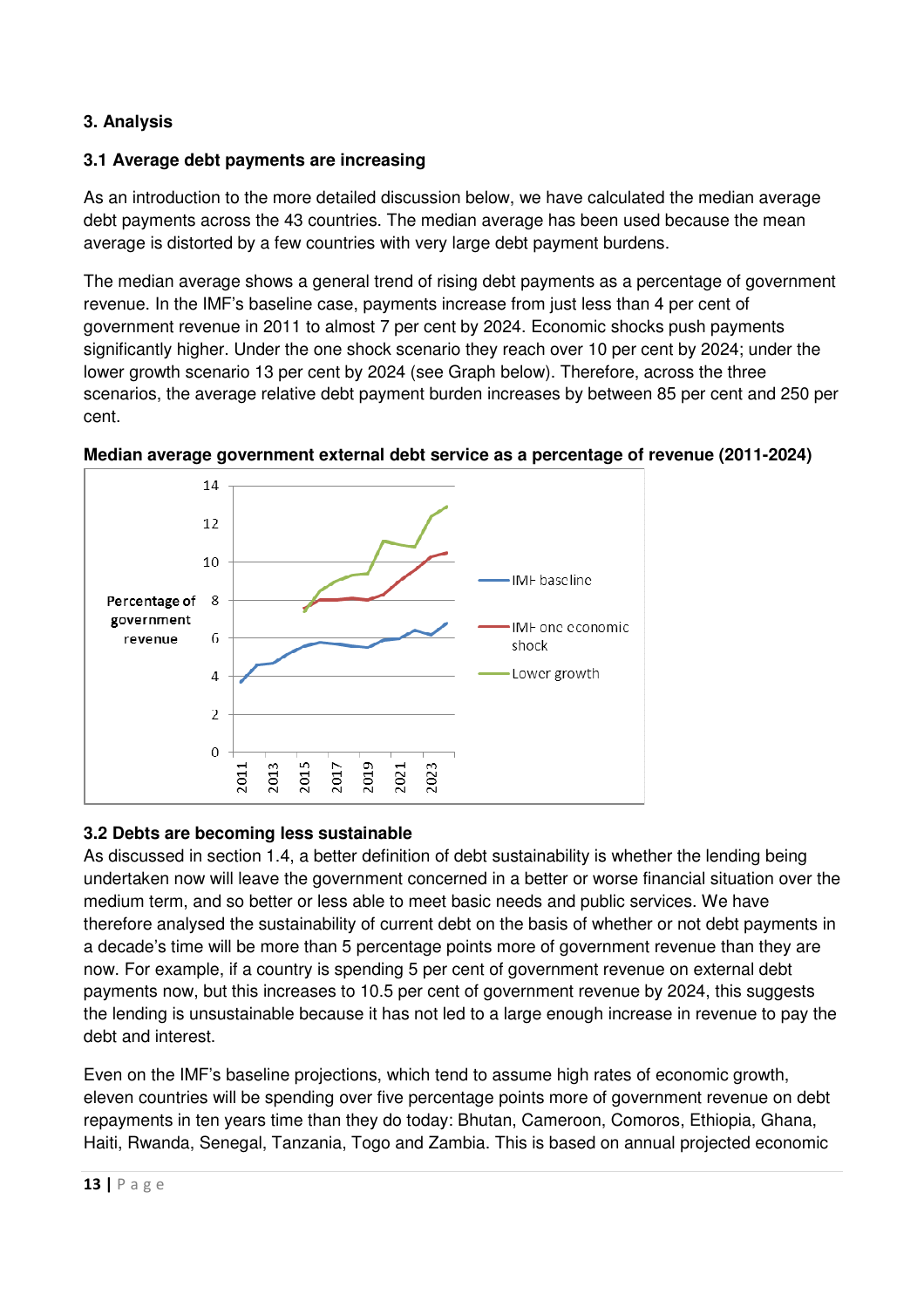## 3. Analysis

### 3.1 Average debt payments are increasing

As an introduction to the more detailed discussion below, we have calculated the median average debt payments across the 43 countries. The median average has been used because the mean average is distorted by a few countries with very large debt payment burdens.

The median average shows a general trend of rising debt payments as a percentage of government revenue. In the IMF's baseline case, payments increase from just less than 4 per cent of government revenue in 2011 to almost 7 per cent by 2024. Economic shocks push payments significantly higher. Under the one shock scenario they reach over 10 per cent by 2024; under the lower growth scenario 13 per cent by 2024 (see Graph below). Therefore, across the three scenarios, the average relative debt payment burden increases by between 85 per cent and 250 per cent.

**Median average government external debt service as a percentage of revenue (2011-2024)**

Percentage of government revenue

IMF baseline

IMF one economic shock

Lower growth

### 3.2 Debts are becoming less sustainable

As discussed in section 1.4, a better definition of debt sustainability is whether the lending being undertaken now will leave the government concerned in a better or worse financial situation over the medium term, and so better or less able to meet basic needs and public services. We have therefore analysed the sustainability of current debt on the basis of whether or not debt payments in a decade's time will be more than 5 percentage points more of government revenue than they are now. For example, if a country is spending 5 per cent of government revenue on external debt payments now, but this increases to 10.5 per cent of government revenue by 2024, this suggests the lending is unsustainable because it has not led to a large enough increase in revenue to pay the debt and interest.

Even on the IMF's baseline projections, which tend to assume high rates of economic growth, eleven countries will be spending over five percentage points more of government revenue on debt repayments in ten years time than they do today: Bhutan, Cameroon, Comoros, Ethiopia, Ghana, Haiti, Rwanda, Senegal, Tanzania, Togo and Zambia. This is based on annual projected economic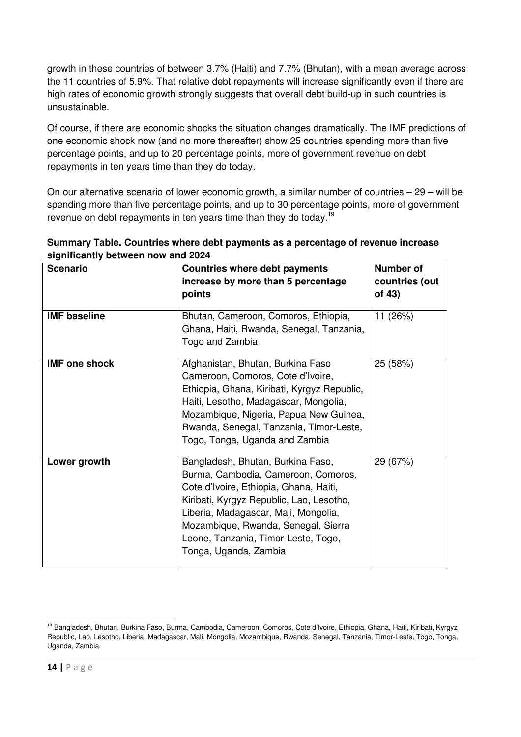growth in these countries of between 3.7% (Haiti) and 7.7% (Bhutan), with a mean average across the 11 countries of 5.9%. That relative debt repayments will increase significantly even if there are high rates of economic growth strongly suggests that overall debt build-up in such countries is unsustainable.

Of course, if there are economic shocks the situation changes dramatically. The IMF predictions of one economic shock now (and no more thereafter) show 25 countries spending more than five percentage points, and up to 20 percentage points, more of government revenue on debt repayments in ten years time than they do today.

On our alternative scenario of lower economic growth, a similar number of countries – 29 – will be spending more than five percentage points, and up to 30 percentage points, more of government revenue on debt repayments in ten years time than they do today.[19]

**Summary Table. Countries where debt payments as a percentage of revenue increase significantly between now and 2024**

| **Scenario** | **Countries where debt payments increase by more than 5 percentage points** | **Number of countries (out of 43)** |
|---|---|---|
| **IMF baseline** | Bhutan, Cameroon, Comoros, Ethiopia, Ghana, Haiti, Rwanda, Senegal, Tanzania, Togo and Zambia | 11 (26%) |
| **IMF one shock** | Afghanistan, Bhutan, Burkina Faso Cameroon, Comoros, Cote d'Ivoire, Ethiopia, Ghana, Kiribati, Kyrgyz Republic, Haiti, Lesotho, Madagascar, Mongolia, Mozambique, Nigeria, Papua New Guinea, Rwanda, Senegal, Tanzania, Timor-Leste, Togo, Tonga, Uganda and Zambia | 25 (58%) |
| **Lower growth** | Bangladesh, Bhutan, Burkina Faso, Burma, Cambodia, Cameroon, Comoros, Cote d'Ivoire, Ethiopia, Ghana, Haiti, Kiribati, Kyrgyz Republic, Lao, Lesotho, Liberia, Madagascar, Mali, Mongolia, Mozambique, Rwanda, Senegal, Sierra Leone, Tanzania, Timor-Leste, Togo, Tonga, Uganda, Zambia | 29 (67%) |

[19] Bangladesh, Bhutan, Burkina Faso, Burma, Cambodia, Cameroon, Comoros, Cote d'Ivoire, Ethiopia, Ghana, Haiti, Kiribati, Kyrgyz Republic, Lao, Lesotho, Liberia, Madagascar, Mali, Mongolia, Mozambique, Rwanda, Senegal, Tanzania, Timor-Leste, Togo, Tonga, Uganda, Zambia.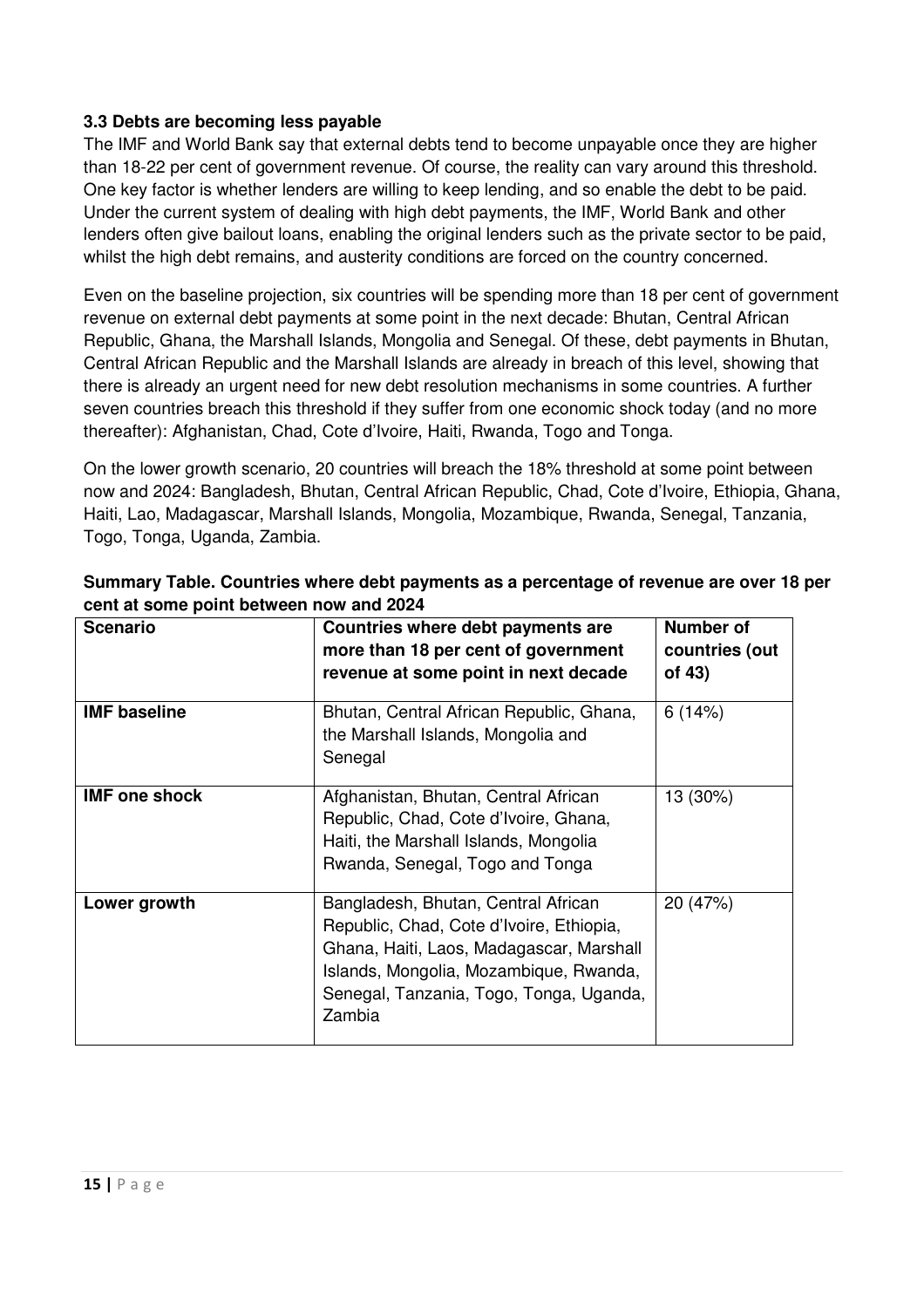### 3.3 Debts are becoming less payable

The IMF and World Bank say that external debts tend to become unpayable once they are higher than 18-22 per cent of government revenue. Of course, the reality can vary around this threshold. One key factor is whether lenders are willing to keep lending, and so enable the debt to be paid. Under the current system of dealing with high debt payments, the IMF, World Bank and other lenders often give bailout loans, enabling the original lenders such as the private sector to be paid, whilst the high debt remains, and austerity conditions are forced on the country concerned.

Even on the baseline projection, six countries will be spending more than 18 per cent of government revenue on external debt payments at some point in the next decade: Bhutan, Central African Republic, Ghana, the Marshall Islands, Mongolia and Senegal. Of these, debt payments in Bhutan, Central African Republic and the Marshall Islands are already in breach of this level, showing that there is already an urgent need for new debt resolution mechanisms in some countries. A further seven countries breach this threshold if they suffer from one economic shock today (and no more thereafter): Afghanistan, Chad, Cote d'Ivoire, Haiti, Rwanda, Togo and Tonga.

On the lower growth scenario, 20 countries will breach the 18% threshold at some point between now and 2024: Bangladesh, Bhutan, Central African Republic, Chad, Cote d'Ivoire, Ethiopia, Ghana, Haiti, Lao, Madagascar, Marshall Islands, Mongolia, Mozambique, Rwanda, Senegal, Tanzania, Togo, Tonga, Uganda, Zambia.

**Summary Table. Countries where debt payments as a percentage of revenue are over 18 per cent at some point between now and 2024**

| Scenario | Countries where debt payments are more than 18 per cent of government revenue at some point in next decade | Number of countries (out of 43) |
|---|---|---|
| **IMF baseline** | Bhutan, Central African Republic, Ghana, the Marshall Islands, Mongolia and Senegal | 6 (14%) |
| **IMF one shock** | Afghanistan, Bhutan, Central African Republic, Chad, Cote d'Ivoire, Ghana, Haiti, the Marshall Islands, Mongolia Rwanda, Senegal, Togo and Tonga | 13 (30%) |
| **Lower growth** | Bangladesh, Bhutan, Central African Republic, Chad, Cote d'Ivoire, Ethiopia, Ghana, Haiti, Laos, Madagascar, Marshall Islands, Mongolia, Mozambique, Rwanda, Senegal, Tanzania, Togo, Tonga, Uganda, Zambia | 20 (47%) |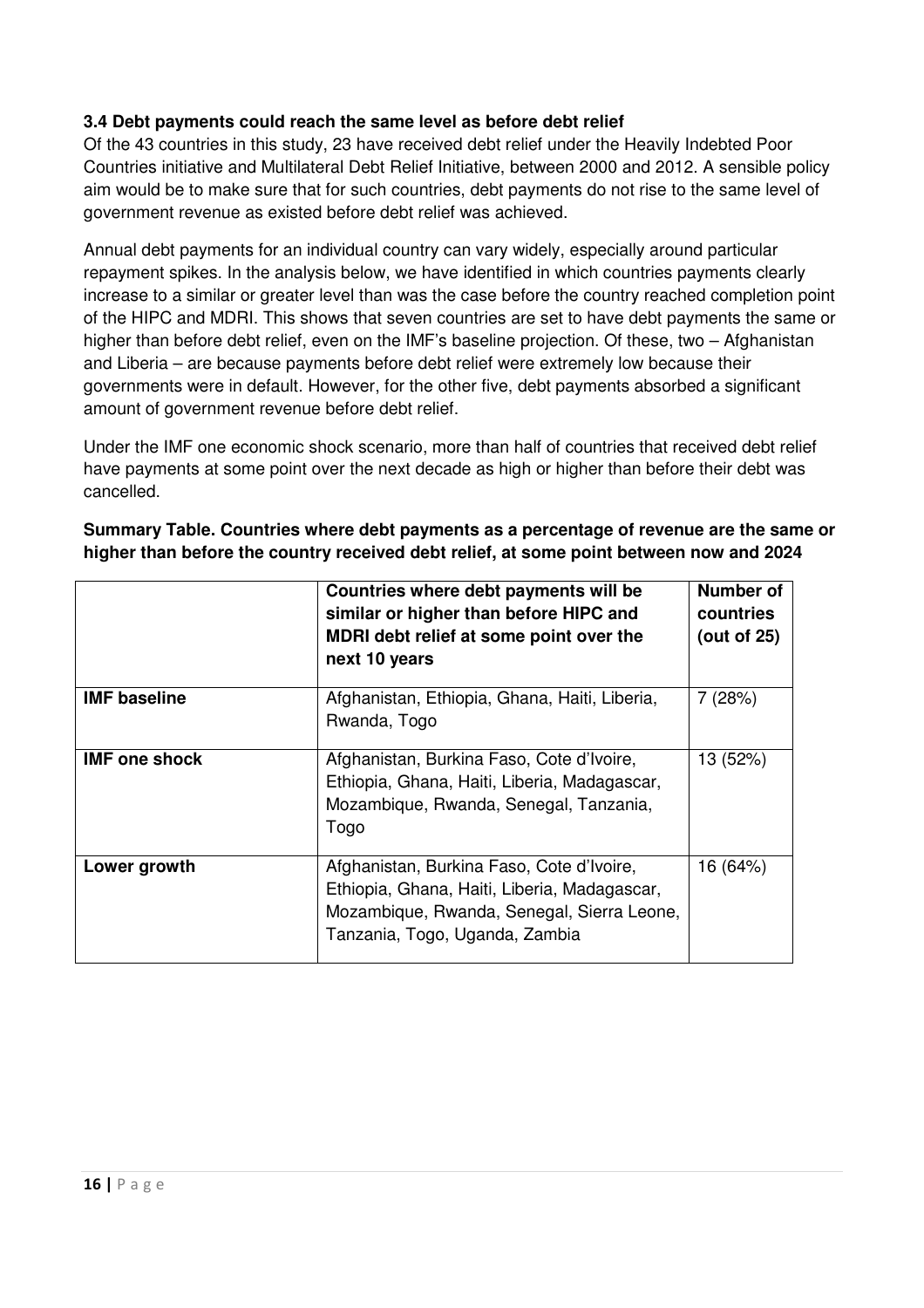### 3.4 Debt payments could reach the same level as before debt relief

Of the 43 countries in this study, 23 have received debt relief under the Heavily Indebted Poor Countries initiative and Multilateral Debt Relief Initiative, between 2000 and 2012. A sensible policy aim would be to make sure that for such countries, debt payments do not rise to the same level of government revenue as existed before debt relief was achieved.

Annual debt payments for an individual country can vary widely, especially around particular repayment spikes. In the analysis below, we have identified in which countries payments clearly increase to a similar or greater level than was the case before the country reached completion point of the HIPC and MDRI. This shows that seven countries are set to have debt payments the same or higher than before debt relief, even on the IMF's baseline projection. Of these, two – Afghanistan and Liberia – are because payments before debt relief were extremely low because their governments were in default. However, for the other five, debt payments absorbed a significant amount of government revenue before debt relief.

Under the IMF one economic shock scenario, more than half of countries that received debt relief have payments at some point over the next decade as high or higher than before their debt was cancelled.

**Summary Table. Countries where debt payments as a percentage of revenue are the same or higher than before the country received debt relief, at some point between now and 2024**

| | Countries where debt payments will be similar or higher than before HIPC and MDRI debt relief at some point over the next 10 years | Number of countries (out of 25) |
|---|---|---|
| **IMF baseline** | Afghanistan, Ethiopia, Ghana, Haiti, Liberia, Rwanda, Togo | 7 (28%) |
| **IMF one shock** | Afghanistan, Burkina Faso, Cote d'Ivoire, Ethiopia, Ghana, Haiti, Liberia, Madagascar, Mozambique, Rwanda, Senegal, Tanzania, Togo | 13 (52%) |
| **Lower growth** | Afghanistan, Burkina Faso, Cote d'Ivoire, Ethiopia, Ghana, Haiti, Liberia, Madagascar, Mozambique, Rwanda, Senegal, Sierra Leone, Tanzania, Togo, Uganda, Zambia | 16 (64%) |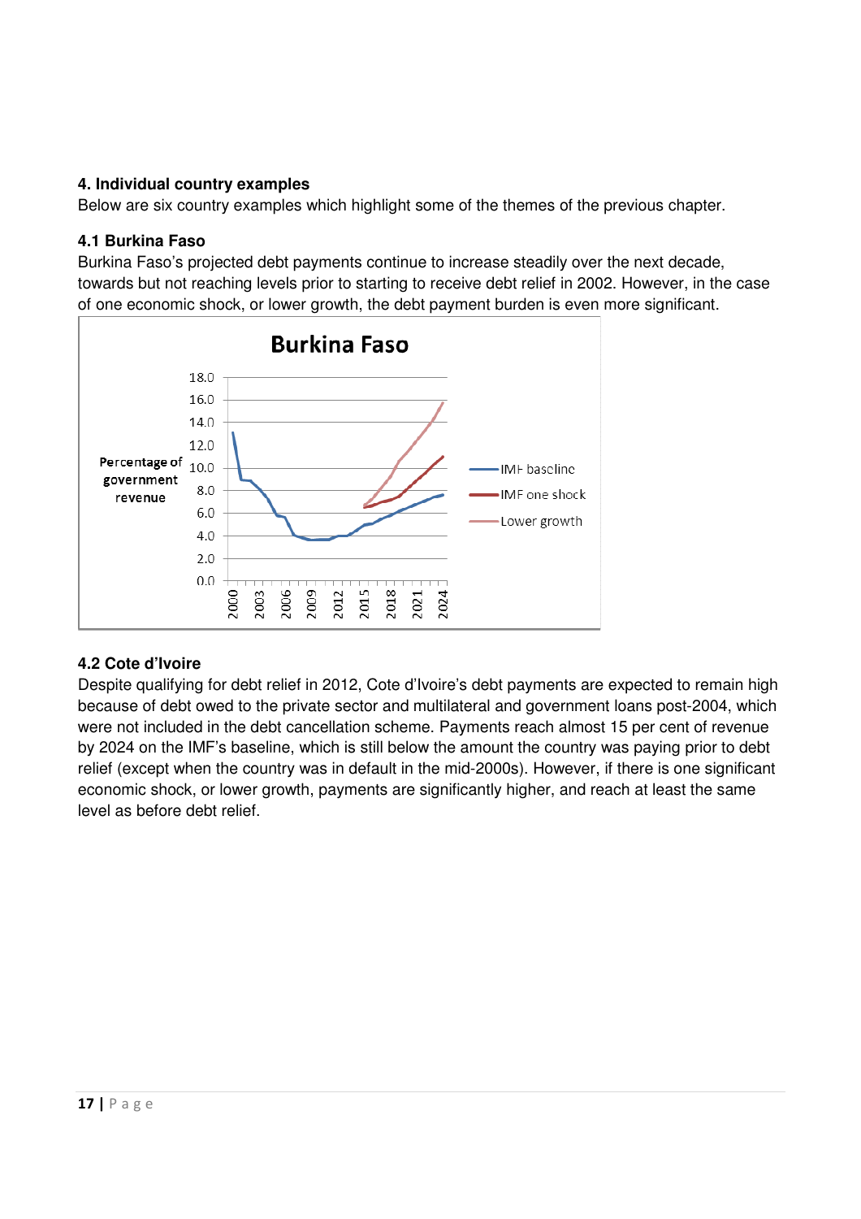## 4. Individual country examples

Below are six country examples which highlight some of the themes of the previous chapter.

### 4.1 Burkina Faso

Burkina Faso's projected debt payments continue to increase steadily over the next decade, towards but not reaching levels prior to starting to receive debt relief in 2002. However, in the case of one economic shock, or lower growth, the debt payment burden is even more significant.

### 4.2 Cote d'Ivoire

Despite qualifying for debt relief in 2012, Cote d'Ivoire's debt payments are expected to remain high because of debt owed to the private sector and multilateral and government loans post-2004, which were not included in the debt cancellation scheme. Payments reach almost 15 per cent of revenue by 2024 on the IMF's baseline, which is still below the amount the country was paying prior to debt relief (except when the country was in default in the mid-2000s). However, if there is one significant economic shock, or lower growth, payments are significantly higher, and reach at least the same level as before debt relief.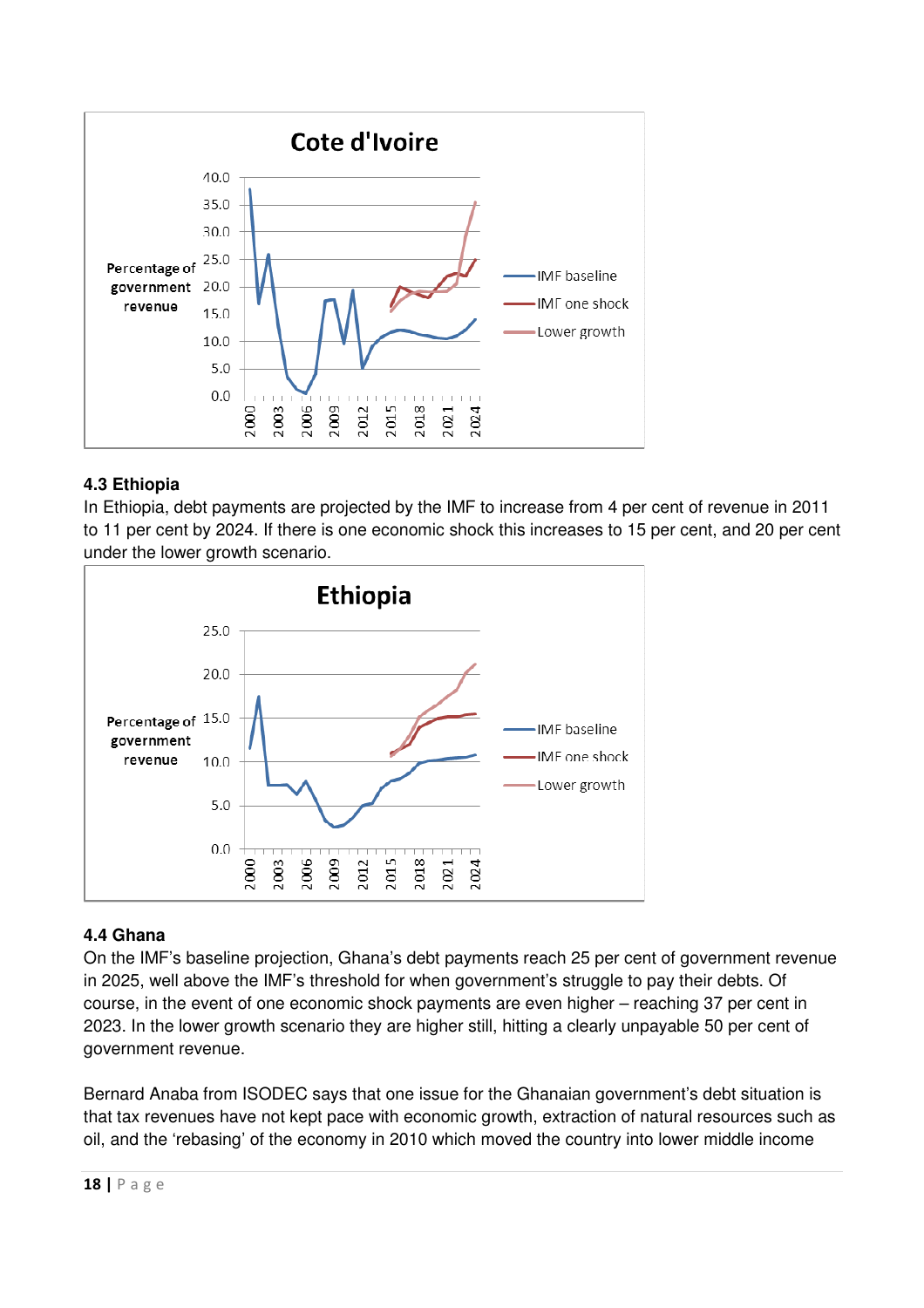**Cote d'Ivoire**

Percentage of government revenue

IMF baseline
IMF one shock
Lower growth

### 4.3 Ethiopia

In Ethiopia, debt payments are projected by the IMF to increase from 4 per cent of revenue in 2011 to 11 per cent by 2024. If there is one economic shock this increases to 15 per cent, and 20 per cent under the lower growth scenario.

**Ethiopia**

Percentage of government revenue

IMF baseline
IMF one shock
Lower growth

### 4.4 Ghana

On the IMF's baseline projection, Ghana's debt payments reach 25 per cent of government revenue in 2025, well above the IMF's threshold for when government's struggle to pay their debts. Of course, in the event of one economic shock payments are even higher – reaching 37 per cent in 2023. In the lower growth scenario they are higher still, hitting a clearly unpayable 50 per cent of government revenue.

Bernard Anaba from ISODEC says that one issue for the Ghanaian government's debt situation is that tax revenues have not kept pace with economic growth, extraction of natural resources such as oil, and the 'rebasing' of the economy in 2010 which moved the country into lower middle income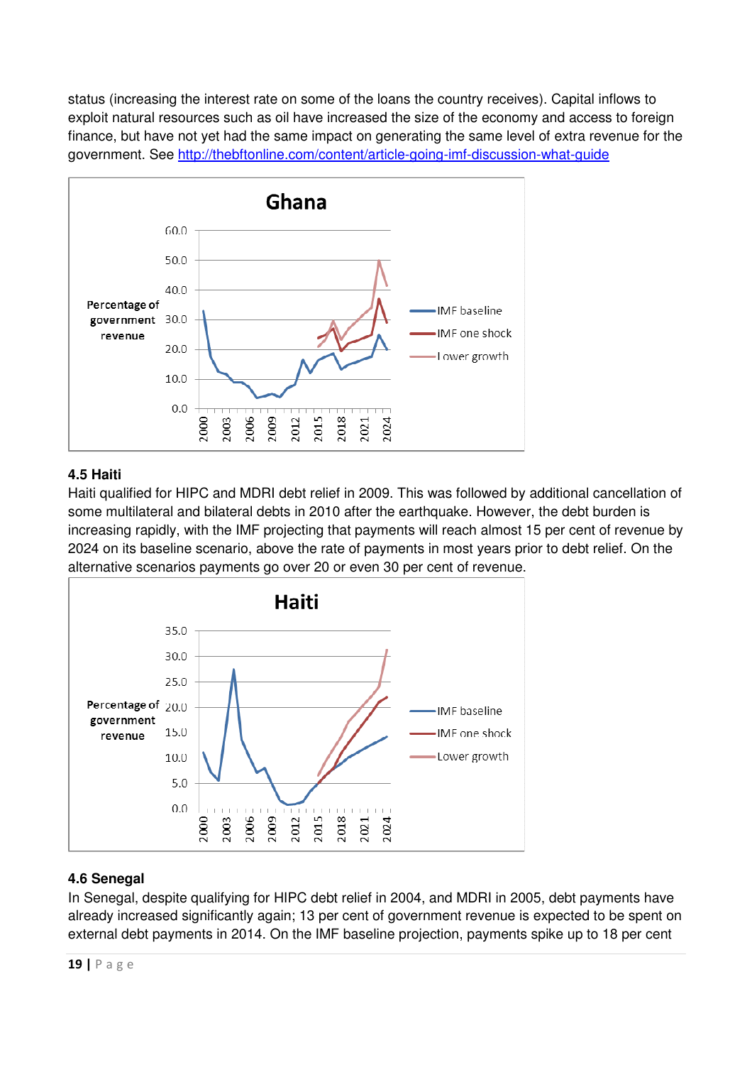status (increasing the interest rate on some of the loans the country receives). Capital inflows to exploit natural resources such as oil have increased the size of the economy and access to foreign finance, but have not yet had the same impact on generating the same level of extra revenue for the government. See http://thebftonline.com/content/article-going-imf-discussion-what-guide

### 4.5 Haiti

Haiti qualified for HIPC and MDRI debt relief in 2009. This was followed by additional cancellation of some multilateral and bilateral debts in 2010 after the earthquake. However, the debt burden is increasing rapidly, with the IMF projecting that payments will reach almost 15 per cent of revenue by 2024 on its baseline scenario, above the rate of payments in most years prior to debt relief. On the alternative scenarios payments go over 20 or even 30 per cent of revenue.

### 4.6 Senegal

In Senegal, despite qualifying for HIPC debt relief in 2004, and MDRI in 2005, debt payments have already increased significantly again; 13 per cent of government revenue is expected to be spent on external debt payments in 2014. On the IMF baseline projection, payments spike up to 18 per cent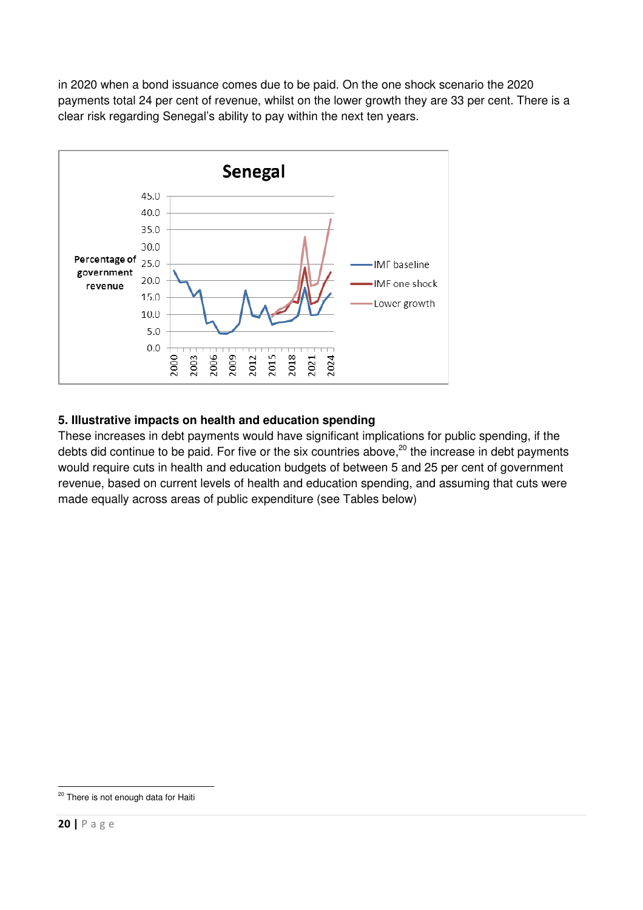in 2020 when a bond issuance comes due to be paid. On the one shock scenario the 2020 payments total 24 per cent of revenue, whilst on the lower growth they are 33 per cent. There is a clear risk regarding Senegal's ability to pay within the next ten years.

## 5. Illustrative impacts on health and education spending

These increases in debt payments would have significant implications for public spending, if the debts did continue to be paid. For five or the six countries above,[20] the increase in debt payments would require cuts in health and education budgets of between 5 and 25 per cent of government revenue, based on current levels of health and education spending, and assuming that cuts were made equally across areas of public expenditure (see Tables below)

[20] There is not enough data for Haiti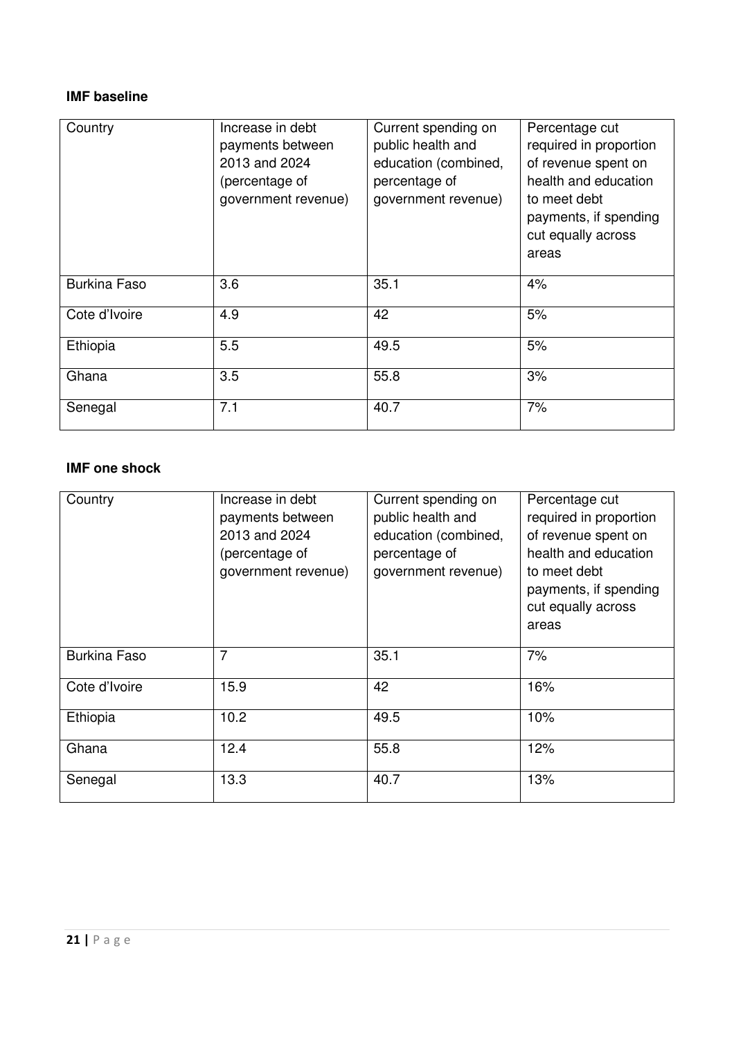**IMF baseline**

| Country | Increase in debt payments between 2013 and 2024 (percentage of government revenue) | Current spending on public health and education (combined, percentage of government revenue) | Percentage cut required in proportion of revenue spent on health and education to meet debt payments, if spending cut equally across areas |
|---|---|---|---|
| Burkina Faso | 3.6 | 35.1 | 4% |
| Cote d'Ivoire | 4.9 | 42 | 5% |
| Ethiopia | 5.5 | 49.5 | 5% |
| Ghana | 3.5 | 55.8 | 3% |
| Senegal | 7.1 | 40.7 | 7% |

**IMF one shock**

| Country | Increase in debt payments between 2013 and 2024 (percentage of government revenue) | Current spending on public health and education (combined, percentage of government revenue) | Percentage cut required in proportion of revenue spent on health and education to meet debt payments, if spending cut equally across areas |
|---|---|---|---|
| Burkina Faso | 7 | 35.1 | 7% |
| Cote d'Ivoire | 15.9 | 42 | 16% |
| Ethiopia | 10.2 | 49.5 | 10% |
| Ghana | 12.4 | 55.8 | 12% |
| Senegal | 13.3 | 40.7 | 13% |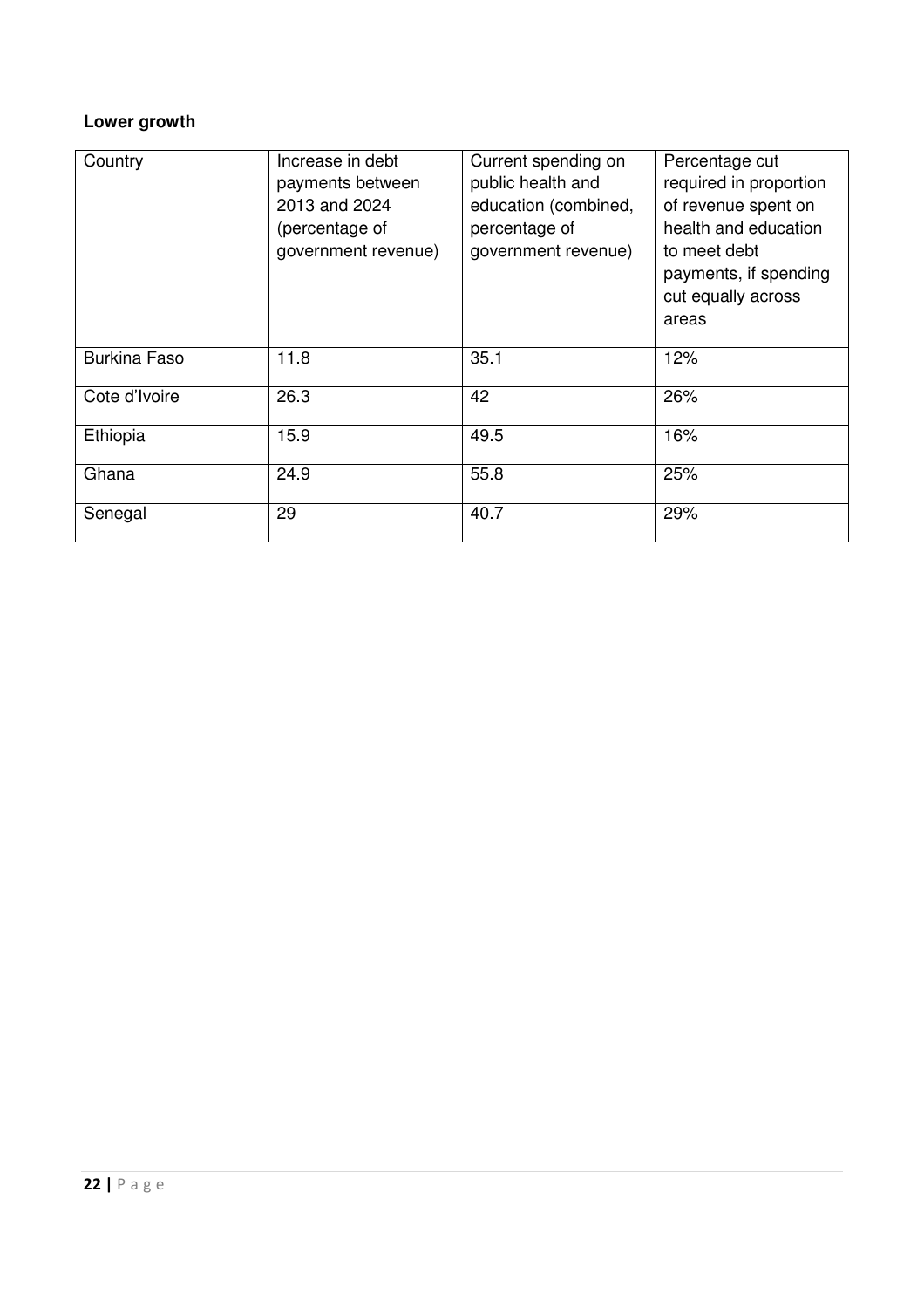**Lower growth**

| Country | Increase in debt payments between 2013 and 2024 (percentage of government revenue) | Current spending on public health and education (combined, percentage of government revenue) | Percentage cut required in proportion of revenue spent on health and education to meet debt payments, if spending cut equally across areas |
|---|---|---|---|
| Burkina Faso | 11.8 | 35.1 | 12% |
| Cote d'Ivoire | 26.3 | 42 | 26% |
| Ethiopia | 15.9 | 49.5 | 16% |
| Ghana | 24.9 | 55.8 | 25% |
| Senegal | 29 | 40.7 | 29% |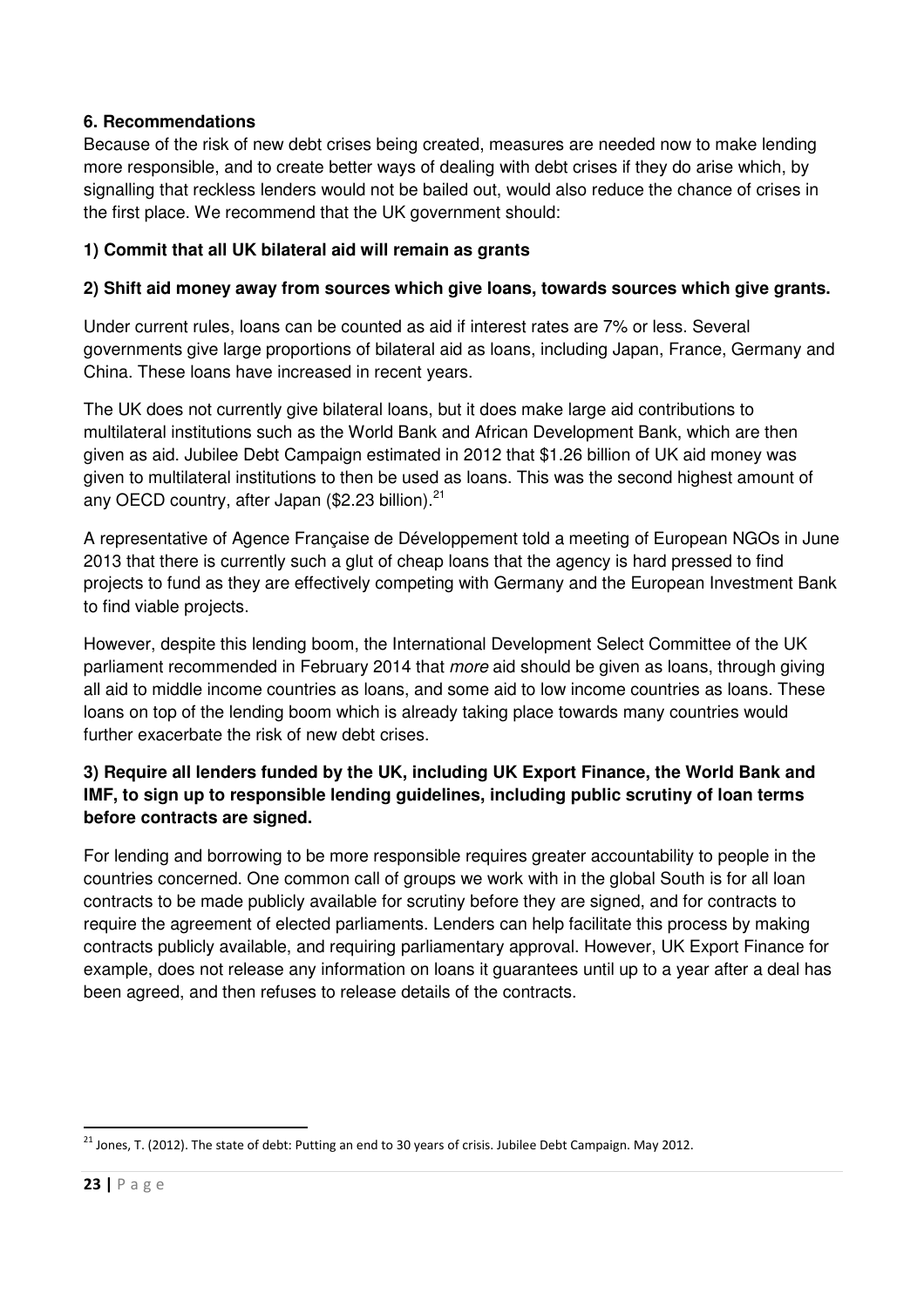## 6. Recommendations

Because of the risk of new debt crises being created, measures are needed now to make lending more responsible, and to create better ways of dealing with debt crises if they do arise which, by signalling that reckless lenders would not be bailed out, would also reduce the chance of crises in the first place. We recommend that the UK government should:

**1) Commit that all UK bilateral aid will remain as grants**

**2) Shift aid money away from sources which give loans, towards sources which give grants.**

Under current rules, loans can be counted as aid if interest rates are 7% or less. Several governments give large proportions of bilateral aid as loans, including Japan, France, Germany and China. These loans have increased in recent years.

The UK does not currently give bilateral loans, but it does make large aid contributions to multilateral institutions such as the World Bank and African Development Bank, which are then given as aid. Jubilee Debt Campaign estimated in 2012 that $1.26 billion of UK aid money was given to multilateral institutions to then be used as loans. This was the second highest amount of any OECD country, after Japan ($2.23 billion).[21]

A representative of Agence Française de Développement told a meeting of European NGOs in June 2013 that there is currently such a glut of cheap loans that the agency is hard pressed to find projects to fund as they are effectively competing with Germany and the European Investment Bank to find viable projects.

However, despite this lending boom, the International Development Select Committee of the UK parliament recommended in February 2014 that *more* aid should be given as loans, through giving all aid to middle income countries as loans, and some aid to low income countries as loans. These loans on top of the lending boom which is already taking place towards many countries would further exacerbate the risk of new debt crises.

**3) Require all lenders funded by the UK, including UK Export Finance, the World Bank and IMF, to sign up to responsible lending guidelines, including public scrutiny of loan terms before contracts are signed.**

For lending and borrowing to be more responsible requires greater accountability to people in the countries concerned. One common call of groups we work with in the global South is for all loan contracts to be made publicly available for scrutiny before they are signed, and for contracts to require the agreement of elected parliaments. Lenders can help facilitate this process by making contracts publicly available, and requiring parliamentary approval. However, UK Export Finance for example, does not release any information on loans it guarantees until up to a year after a deal has been agreed, and then refuses to release details of the contracts.

---

[21] Jones, T. (2012). The state of debt: Putting an end to 30 years of crisis. Jubilee Debt Campaign. May 2012.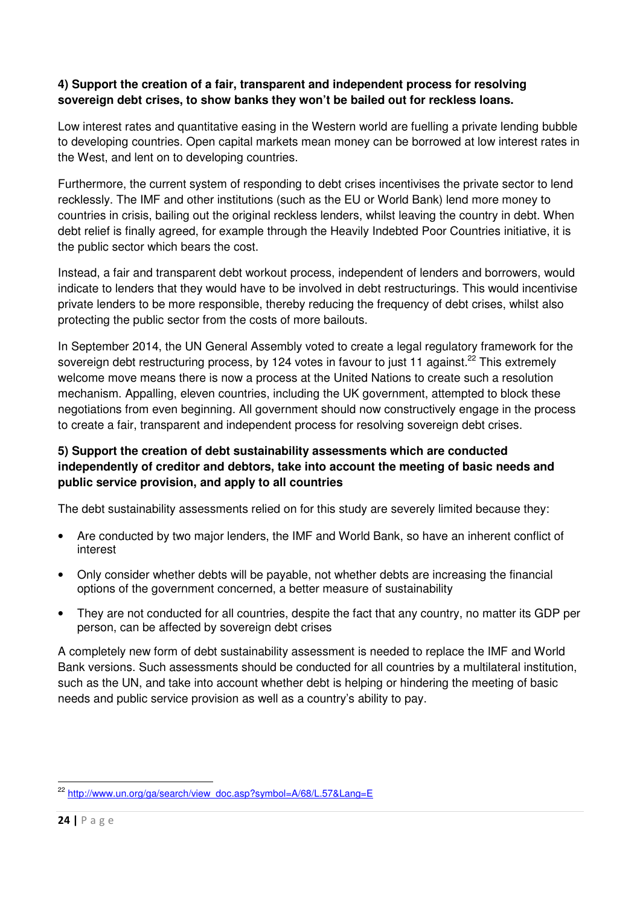**4) Support the creation of a fair, transparent and independent process for resolving sovereign debt crises, to show banks they won't be bailed out for reckless loans.**

Low interest rates and quantitative easing in the Western world are fuelling a private lending bubble to developing countries. Open capital markets mean money can be borrowed at low interest rates in the West, and lent on to developing countries.

Furthermore, the current system of responding to debt crises incentivises the private sector to lend recklessly. The IMF and other institutions (such as the EU or World Bank) lend more money to countries in crisis, bailing out the original reckless lenders, whilst leaving the country in debt. When debt relief is finally agreed, for example through the Heavily Indebted Poor Countries initiative, it is the public sector which bears the cost.

Instead, a fair and transparent debt workout process, independent of lenders and borrowers, would indicate to lenders that they would have to be involved in debt restructurings. This would incentivise private lenders to be more responsible, thereby reducing the frequency of debt crises, whilst also protecting the public sector from the costs of more bailouts.

In September 2014, the UN General Assembly voted to create a legal regulatory framework for the sovereign debt restructuring process, by 124 votes in favour to just 11 against.[22] This extremely welcome move means there is now a process at the United Nations to create such a resolution mechanism. Appalling, eleven countries, including the UK government, attempted to block these negotiations from even beginning. All government should now constructively engage in the process to create a fair, transparent and independent process for resolving sovereign debt crises.

**5) Support the creation of debt sustainability assessments which are conducted independently of creditor and debtors, take into account the meeting of basic needs and public service provision, and apply to all countries**

The debt sustainability assessments relied on for this study are severely limited because they:

- Are conducted by two major lenders, the IMF and World Bank, so have an inherent conflict of interest
- Only consider whether debts will be payable, not whether debts are increasing the financial options of the government concerned, a better measure of sustainability
- They are not conducted for all countries, despite the fact that any country, no matter its GDP per person, can be affected by sovereign debt crises

A completely new form of debt sustainability assessment is needed to replace the IMF and World Bank versions. Such assessments should be conducted for all countries by a multilateral institution, such as the UN, and take into account whether debt is helping or hindering the meeting of basic needs and public service provision as well as a country's ability to pay.

---

[22] http://www.un.org/ga/search/view_doc.asp?symbol=A/68/L.57&Lang=E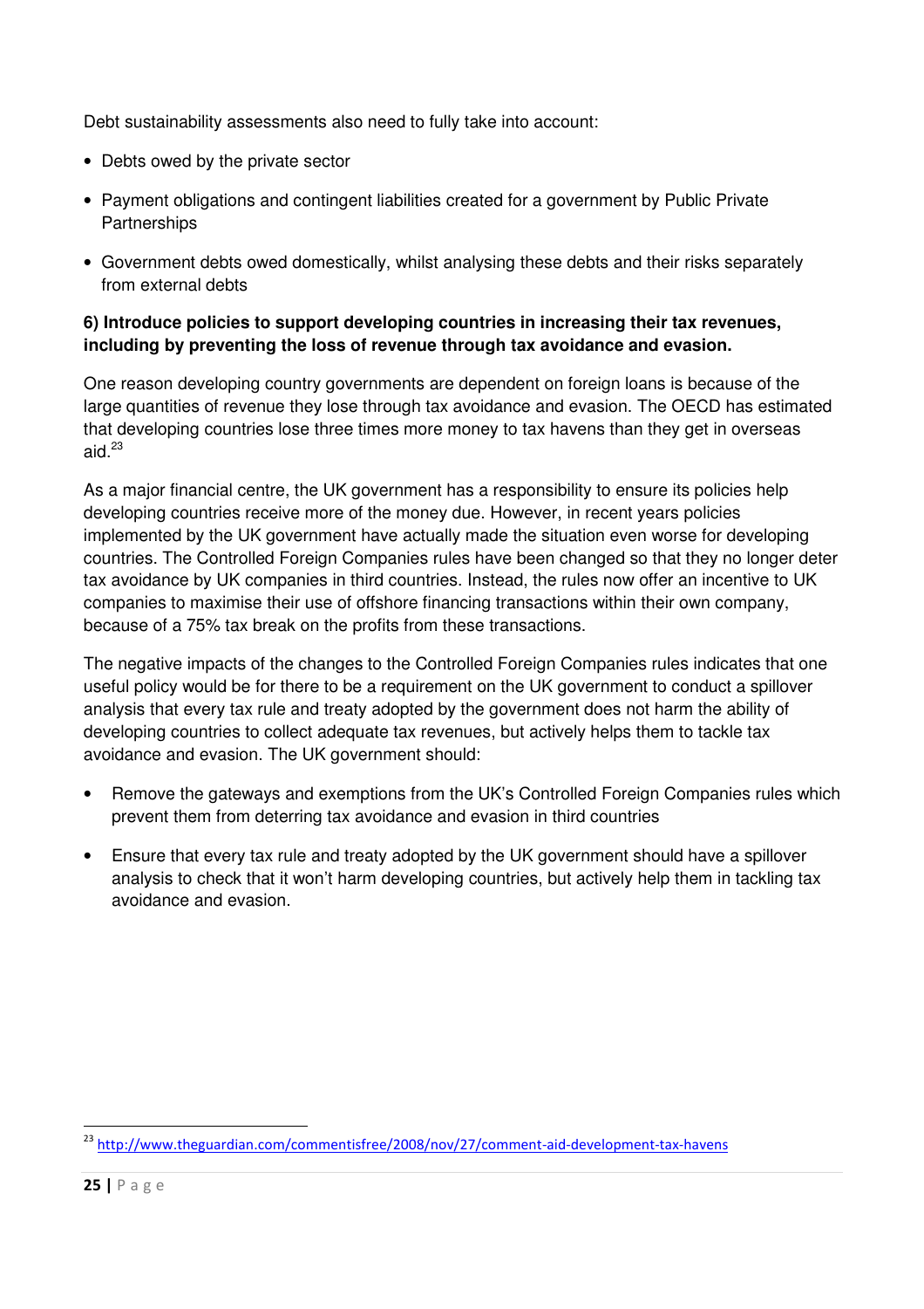Debt sustainability assessments also need to fully take into account:

- Debts owed by the private sector
- Payment obligations and contingent liabilities created for a government by Public Private Partnerships
- Government debts owed domestically, whilst analysing these debts and their risks separately from external debts

**6) Introduce policies to support developing countries in increasing their tax revenues, including by preventing the loss of revenue through tax avoidance and evasion.**

One reason developing country governments are dependent on foreign loans is because of the large quantities of revenue they lose through tax avoidance and evasion. The OECD has estimated that developing countries lose three times more money to tax havens than they get in overseas aid.[23]

As a major financial centre, the UK government has a responsibility to ensure its policies help developing countries receive more of the money due. However, in recent years policies implemented by the UK government have actually made the situation even worse for developing countries. The Controlled Foreign Companies rules have been changed so that they no longer deter tax avoidance by UK companies in third countries. Instead, the rules now offer an incentive to UK companies to maximise their use of offshore financing transactions within their own company, because of a 75% tax break on the profits from these transactions.

The negative impacts of the changes to the Controlled Foreign Companies rules indicates that one useful policy would be for there to be a requirement on the UK government to conduct a spillover analysis that every tax rule and treaty adopted by the government does not harm the ability of developing countries to collect adequate tax revenues, but actively helps them to tackle tax avoidance and evasion. The UK government should:

- Remove the gateways and exemptions from the UK's Controlled Foreign Companies rules which prevent them from deterring tax avoidance and evasion in third countries
- Ensure that every tax rule and treaty adopted by the UK government should have a spillover analysis to check that it won't harm developing countries, but actively help them in tackling tax avoidance and evasion.

---

[23] http://www.theguardian.com/commentisfree/2008/nov/27/comment-aid-development-tax-havens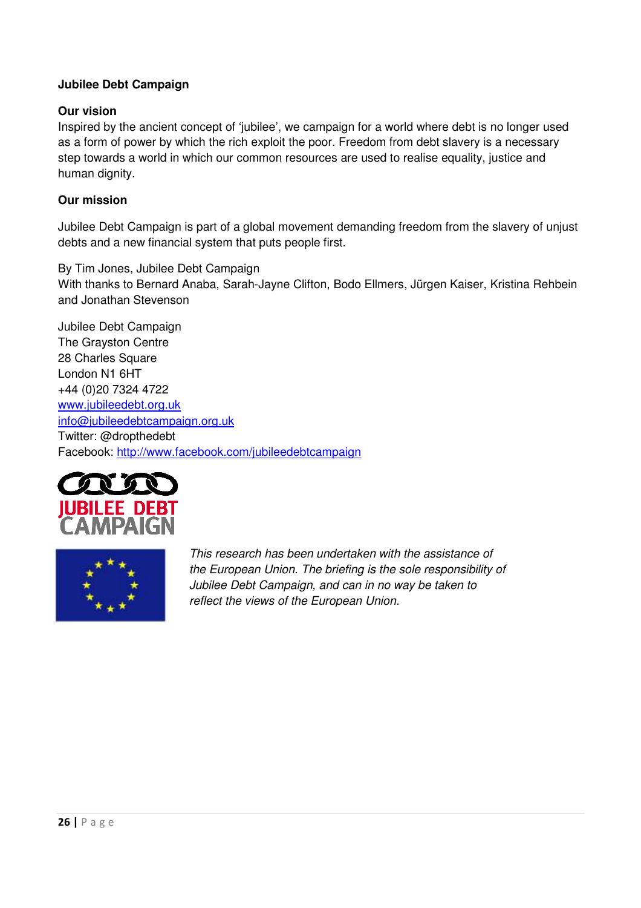**Jubilee Debt Campaign**

**Our vision**

Inspired by the ancient concept of 'jubilee', we campaign for a world where debt is no longer used as a form of power by which the rich exploit the poor. Freedom from debt slavery is a necessary step towards a world in which our common resources are used to realise equality, justice and human dignity.

**Our mission**

Jubilee Debt Campaign is part of a global movement demanding freedom from the slavery of unjust debts and a new financial system that puts people first.

By Tim Jones, Jubilee Debt Campaign
With thanks to Bernard Anaba, Sarah-Jayne Clifton, Bodo Ellmers, Jürgen Kaiser, Kristina Rehbein and Jonathan Stevenson

Jubilee Debt Campaign
The Grayston Centre
28 Charles Square
London N1 6HT
+44 (0)20 7324 4722
www.jubileedebt.org.uk
info@jubileedebtcampaign.org.uk
Twitter: @dropthedebt
Facebook: http://www.facebook.com/jubileedebtcampaign

JUBILEE DEBT CAMPAIGN

*This research has been undertaken with the assistance of the European Union. The briefing is the sole responsibility of Jubilee Debt Campaign, and can in no way be taken to reflect the views of the European Union.*